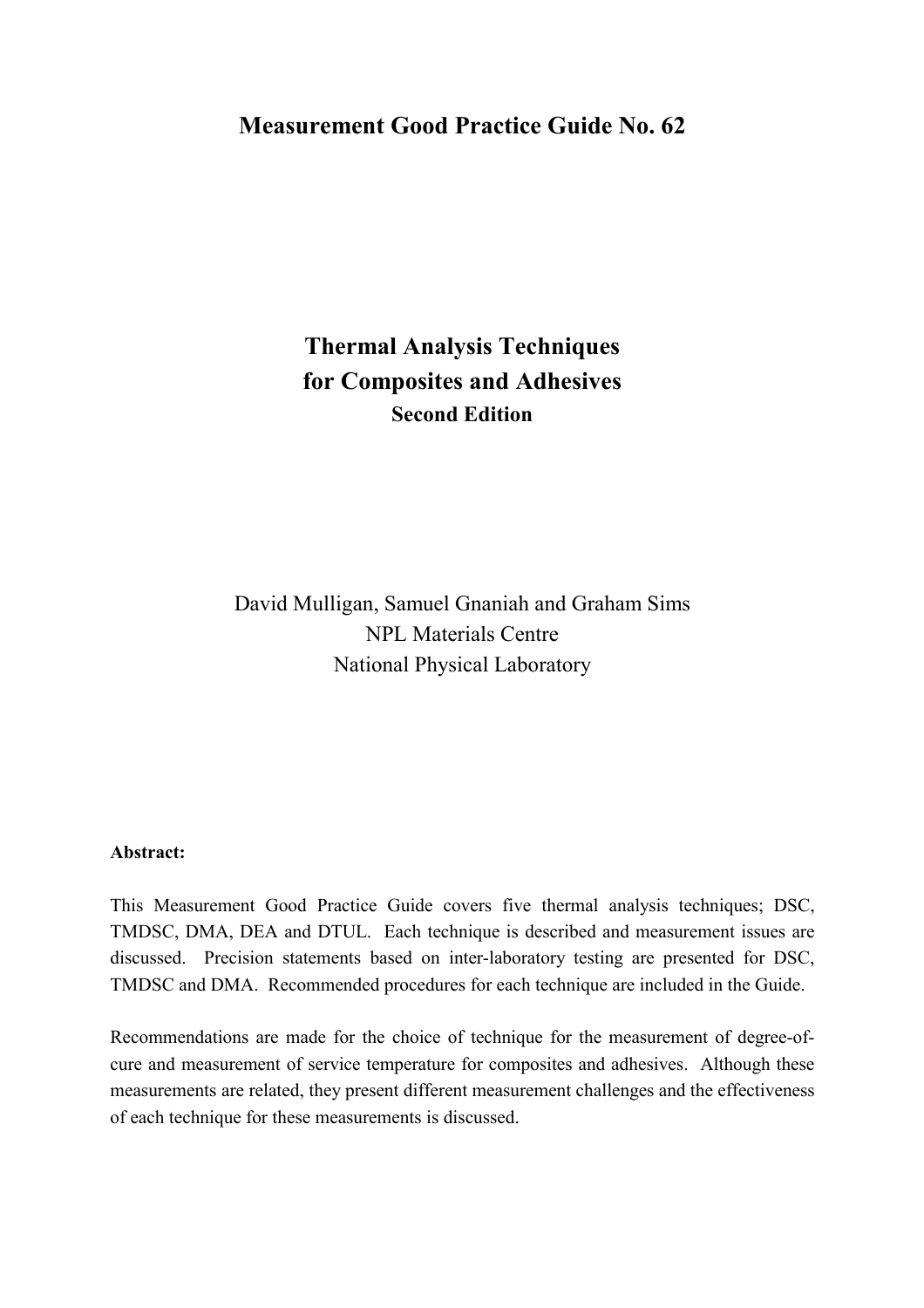# Measurement Good Practice Guide No. 62

## Thermal Analysis Techniques for Composites and Adhesives

**Second Edition**

David Mulligan, Samuel Gnaniah and Graham Sims
NPL Materials Centre
National Physical Laboratory

**Abstract:**

This Measurement Good Practice Guide covers five thermal analysis techniques; DSC, TMDSC, DMA, DEA and DTUL. Each technique is described and measurement issues are discussed. Precision statements based on inter-laboratory testing are presented for DSC, TMDSC and DMA. Recommended procedures for each technique are included in the Guide.

Recommendations are made for the choice of technique for the measurement of degree-of-cure and measurement of service temperature for composites and adhesives. Although these measurements are related, they present different measurement challenges and the effectiveness of each technique for these measurements is discussed.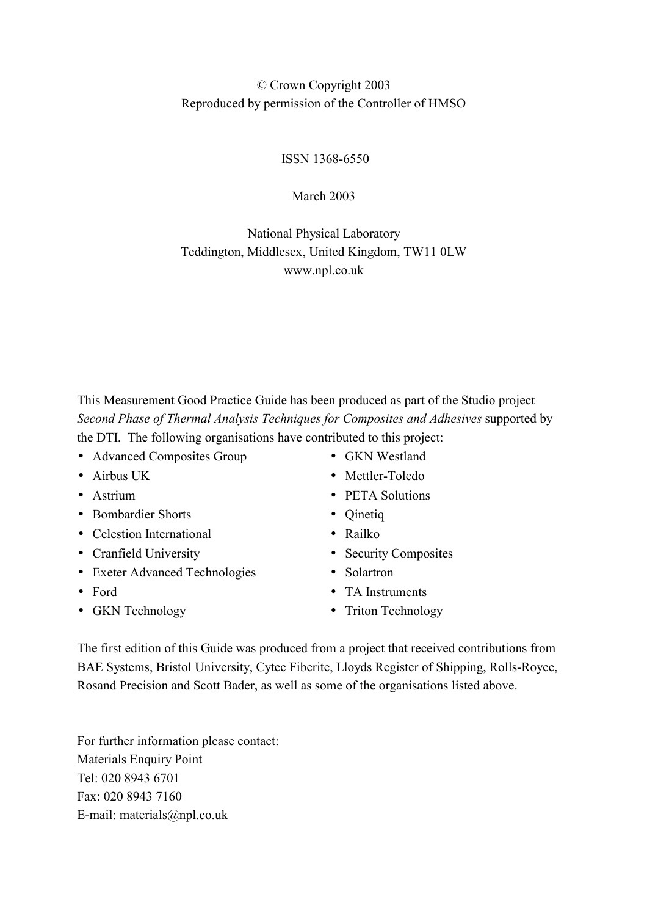© Crown Copyright 2003
Reproduced by permission of the Controller of HMSO

ISSN 1368-6550

March 2003

National Physical Laboratory
Teddington, Middlesex, United Kingdom, TW11 0LW
www.npl.co.uk

This Measurement Good Practice Guide has been produced as part of the Studio project *Second Phase of Thermal Analysis Techniques for Composites and Adhesives* supported by the DTI. The following organisations have contributed to this project:

- Advanced Composites Group
- Airbus UK
- Astrium
- Bombardier Shorts
- Celestion International
- Cranfield University
- Exeter Advanced Technologies
- Ford
- GKN Technology
- GKN Westland
- Mettler-Toledo
- PETA Solutions
- Qinetiq
- Railko
- Security Composites
- Solartron
- TA Instruments
- Triton Technology

The first edition of this Guide was produced from a project that received contributions from BAE Systems, Bristol University, Cytec Fiberite, Lloyds Register of Shipping, Rolls-Royce, Rosand Precision and Scott Bader, as well as some of the organisations listed above.

For further information please contact:
Materials Enquiry Point
Tel: 020 8943 6701
Fax: 020 8943 7160
E-mail: materials@npl.co.uk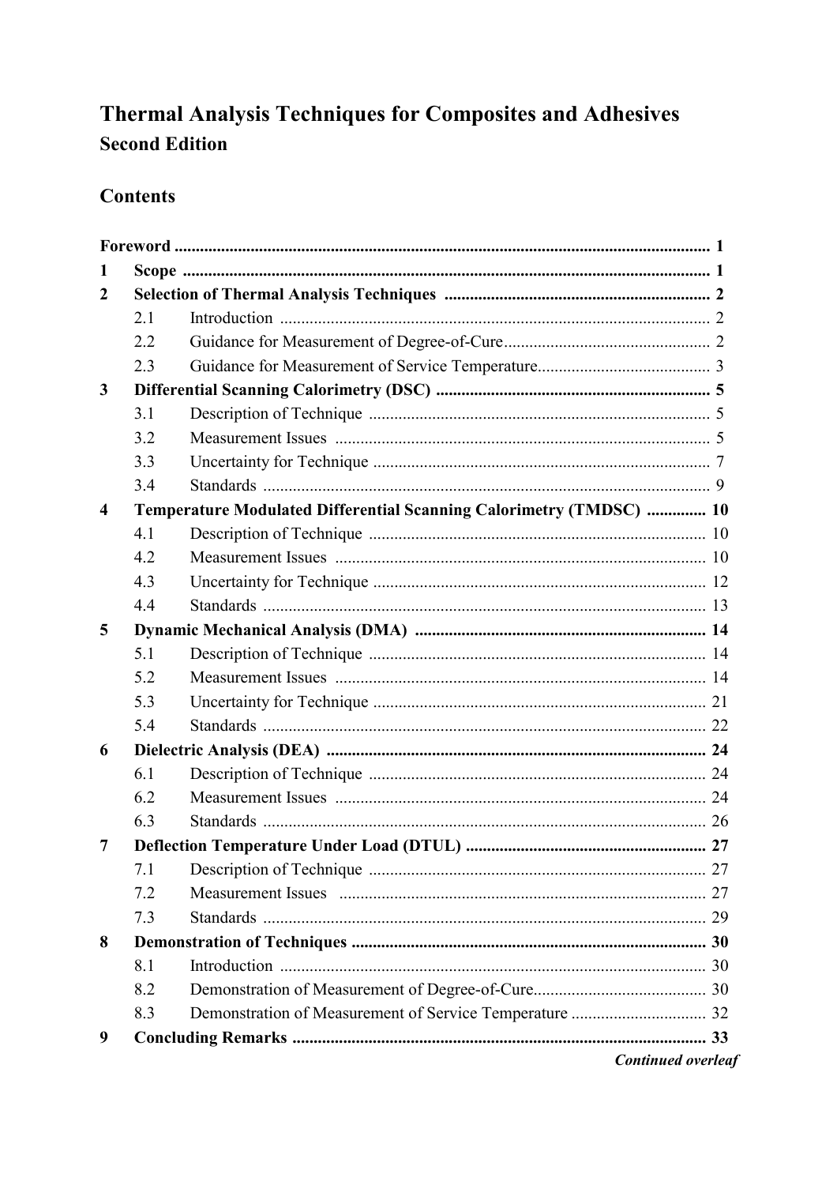# Thermal Analysis Techniques for Composites and Adhesives
## Second Edition

## Contents

**Foreword** ..... **1**

**1 Scope** ..... **1**

**2 Selection of Thermal Analysis Techniques** ..... **2**
- 2.1 Introduction ..... 2
- 2.2 Guidance for Measurement of Degree-of-Cure ..... 2
- 2.3 Guidance for Measurement of Service Temperature ..... 3

**3 Differential Scanning Calorimetry (DSC)** ..... **5**
- 3.1 Description of Technique ..... 5
- 3.2 Measurement Issues ..... 5
- 3.3 Uncertainty for Technique ..... 7
- 3.4 Standards ..... 9

**4 Temperature Modulated Differential Scanning Calorimetry (TMDSC)** ..... **10**
- 4.1 Description of Technique ..... 10
- 4.2 Measurement Issues ..... 10
- 4.3 Uncertainty for Technique ..... 12
- 4.4 Standards ..... 13

**5 Dynamic Mechanical Analysis (DMA)** ..... **14**
- 5.1 Description of Technique ..... 14
- 5.2 Measurement Issues ..... 14
- 5.3 Uncertainty for Technique ..... 21
- 5.4 Standards ..... 22

**6 Dielectric Analysis (DEA)** ..... **24**
- 6.1 Description of Technique ..... 24
- 6.2 Measurement Issues ..... 24
- 6.3 Standards ..... 26

**7 Deflection Temperature Under Load (DTUL)** ..... **27**
- 7.1 Description of Technique ..... 27
- 7.2 Measurement Issues ..... 27
- 7.3 Standards ..... 29

**8 Demonstration of Techniques** ..... **30**
- 8.1 Introduction ..... 30
- 8.2 Demonstration of Measurement of Degree-of-Cure ..... 30
- 8.3 Demonstration of Measurement of Service Temperature ..... 32

**9 Concluding Remarks** ..... **33**

***Continued overleaf***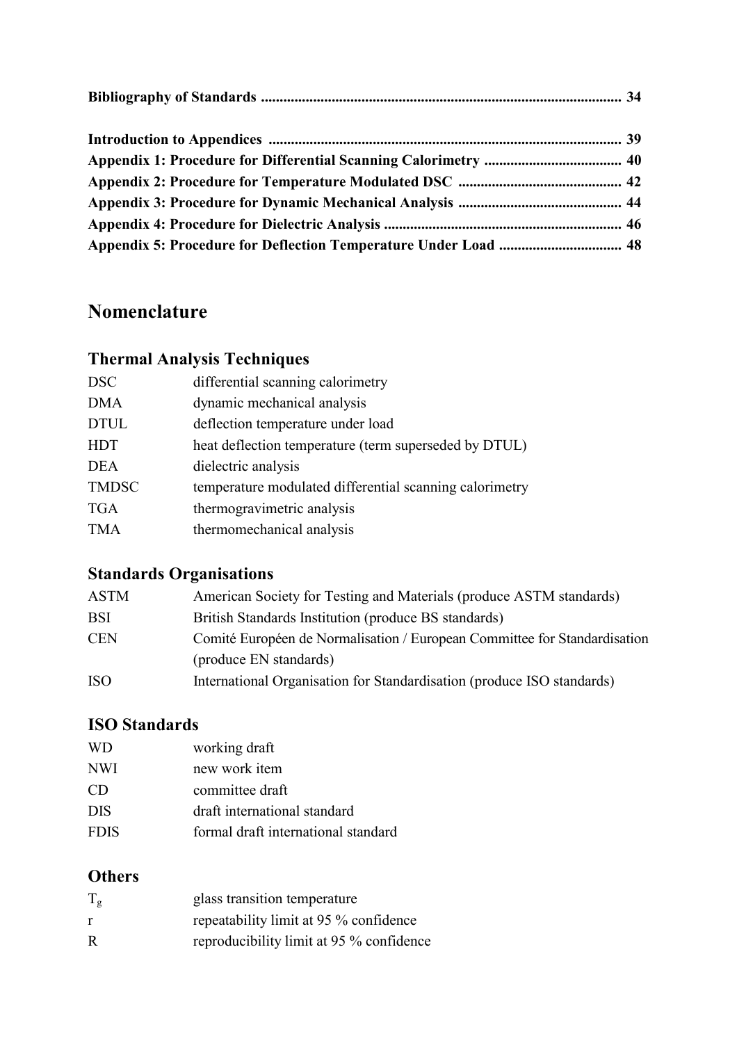**Bibliography of Standards** .......................................................................................... **34**

**Introduction to Appendices** .......................................................................................... **39**
**Appendix 1: Procedure for Differential Scanning Calorimetry** ..................................... **40**
**Appendix 2: Procedure for Temperature Modulated DSC** ............................................ **42**
**Appendix 3: Procedure for Dynamic Mechanical Analysis** ............................................ **44**
**Appendix 4: Procedure for Dielectric Analysis** ............................................................... **46**
**Appendix 5: Procedure for Deflection Temperature Under Load** ................................. **48**

## Nomenclature

### Thermal Analysis Techniques

| | |
|---|---|
| DSC | differential scanning calorimetry |
| DMA | dynamic mechanical analysis |
| DTUL | deflection temperature under load |
| HDT | heat deflection temperature (term superseded by DTUL) |
| DEA | dielectric analysis |
| TMDSC | temperature modulated differential scanning calorimetry |
| TGA | thermogravimetric analysis |
| TMA | thermomechanical analysis |

### Standards Organisations

| | |
|---|---|
| ASTM | American Society for Testing and Materials (produce ASTM standards) |
| BSI | British Standards Institution (produce BS standards) |
| CEN | Comité Européen de Normalisation / European Committee for Standardisation (produce EN standards) |
| ISO | International Organisation for Standardisation (produce ISO standards) |

### ISO Standards

| | |
|---|---|
| WD | working draft |
| NWI | new work item |
| CD | committee draft |
| DIS | draft international standard |
| FDIS | formal draft international standard |

### Others

| | |
|---|---|
| $T_g$ | glass transition temperature |
| r | repeatability limit at 95 % confidence |
| R | reproducibility limit at 95 % confidence |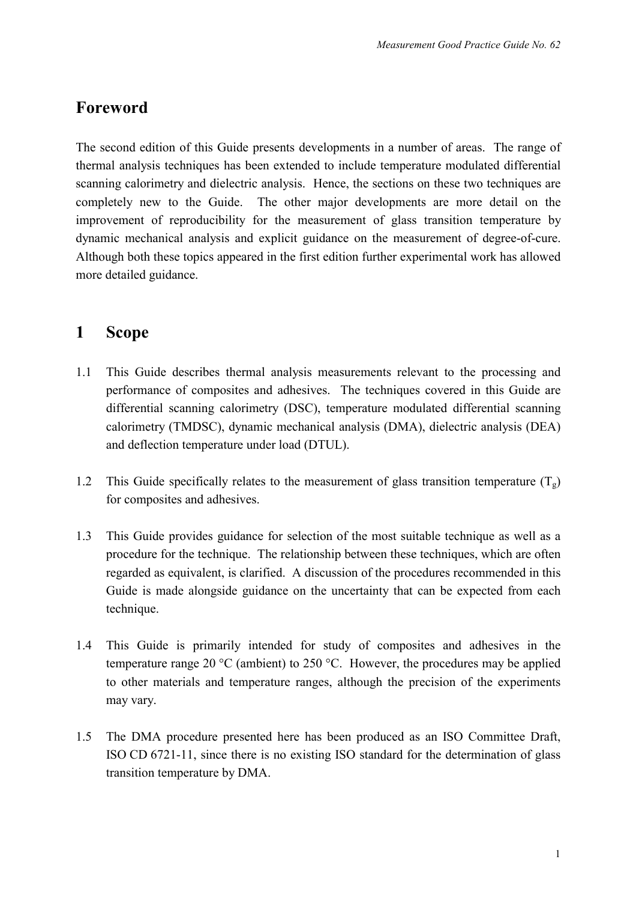## Foreword

The second edition of this Guide presents developments in a number of areas. The range of thermal analysis techniques has been extended to include temperature modulated differential scanning calorimetry and dielectric analysis. Hence, the sections on these two techniques are completely new to the Guide. The other major developments are more detail on the improvement of reproducibility for the measurement of glass transition temperature by dynamic mechanical analysis and explicit guidance on the measurement of degree-of-cure. Although both these topics appeared in the first edition further experimental work has allowed more detailed guidance.

## 1 Scope

1.1 This Guide describes thermal analysis measurements relevant to the processing and performance of composites and adhesives. The techniques covered in this Guide are differential scanning calorimetry (DSC), temperature modulated differential scanning calorimetry (TMDSC), dynamic mechanical analysis (DMA), dielectric analysis (DEA) and deflection temperature under load (DTUL).

1.2 This Guide specifically relates to the measurement of glass transition temperature ($T_g$) for composites and adhesives.

1.3 This Guide provides guidance for selection of the most suitable technique as well as a procedure for the technique. The relationship between these techniques, which are often regarded as equivalent, is clarified. A discussion of the procedures recommended in this Guide is made alongside guidance on the uncertainty that can be expected from each technique.

1.4 This Guide is primarily intended for study of composites and adhesives in the temperature range 20 °C (ambient) to 250 °C. However, the procedures may be applied to other materials and temperature ranges, although the precision of the experiments may vary.

1.5 The DMA procedure presented here has been produced as an ISO Committee Draft, ISO CD 6721-11, since there is no existing ISO standard for the determination of glass transition temperature by DMA.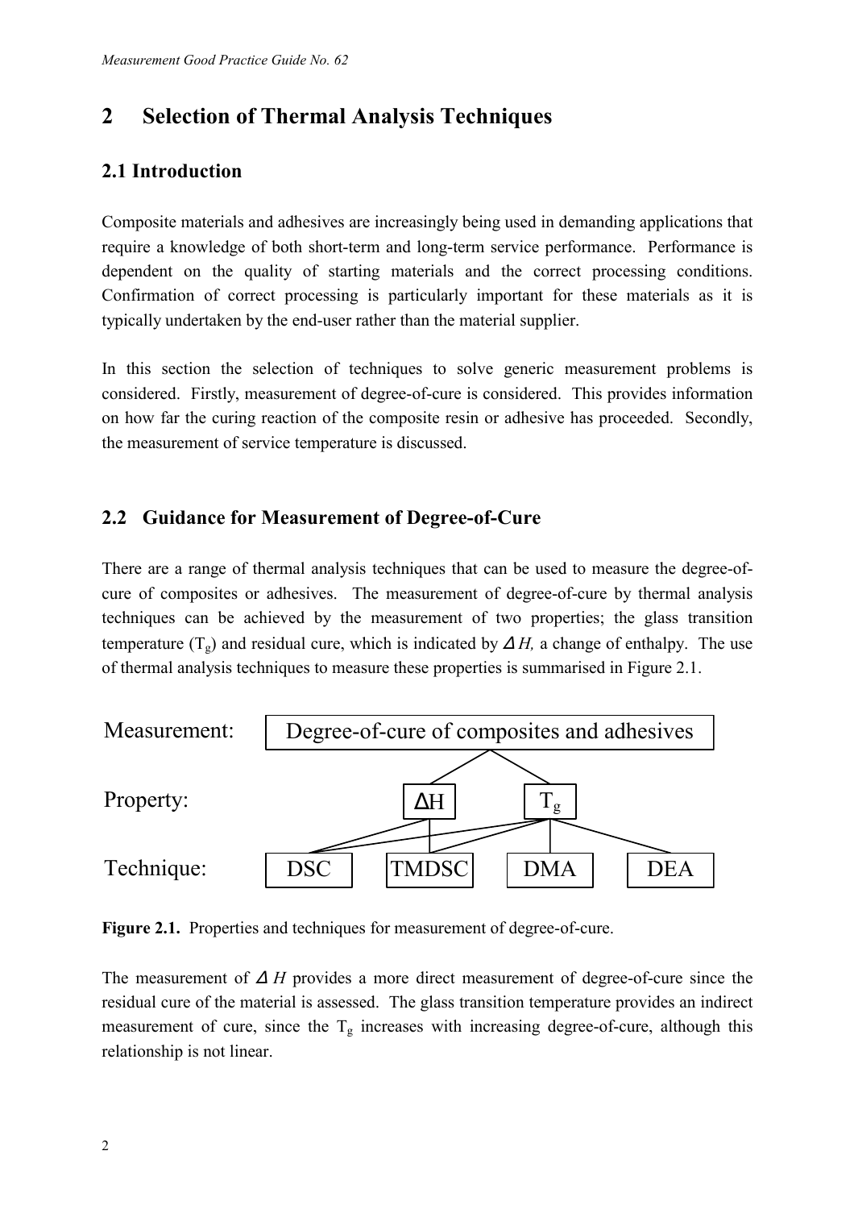## 2 Selection of Thermal Analysis Techniques

### 2.1 Introduction

Composite materials and adhesives are increasingly being used in demanding applications that require a knowledge of both short-term and long-term service performance. Performance is dependent on the quality of starting materials and the correct processing conditions. Confirmation of correct processing is particularly important for these materials as it is typically undertaken by the end-user rather than the material supplier.

In this section the selection of techniques to solve generic measurement problems is considered. Firstly, measurement of degree-of-cure is considered. This provides information on how far the curing reaction of the composite resin or adhesive has proceeded. Secondly, the measurement of service temperature is discussed.

### 2.2 Guidance for Measurement of Degree-of-Cure

There are a range of thermal analysis techniques that can be used to measure the degree-of-cure of composites or adhesives. The measurement of degree-of-cure by thermal analysis techniques can be achieved by the measurement of two properties; the glass transition temperature ($T_g$) and residual cure, which is indicated by *Δ H,* a change of enthalpy. The use of thermal analysis techniques to measure these properties is summarised in Figure 2.1.

Measurement: Degree-of-cure of composites and adhesives

Property: $\Delta H$ | $T_g$

Technique: DSC | TMDSC | DMA | DEA

**Figure 2.1.** Properties and techniques for measurement of degree-of-cure.

The measurement of *Δ H* provides a more direct measurement of degree-of-cure since the residual cure of the material is assessed. The glass transition temperature provides an indirect measurement of cure, since the $T_g$ increases with increasing degree-of-cure, although this relationship is not linear.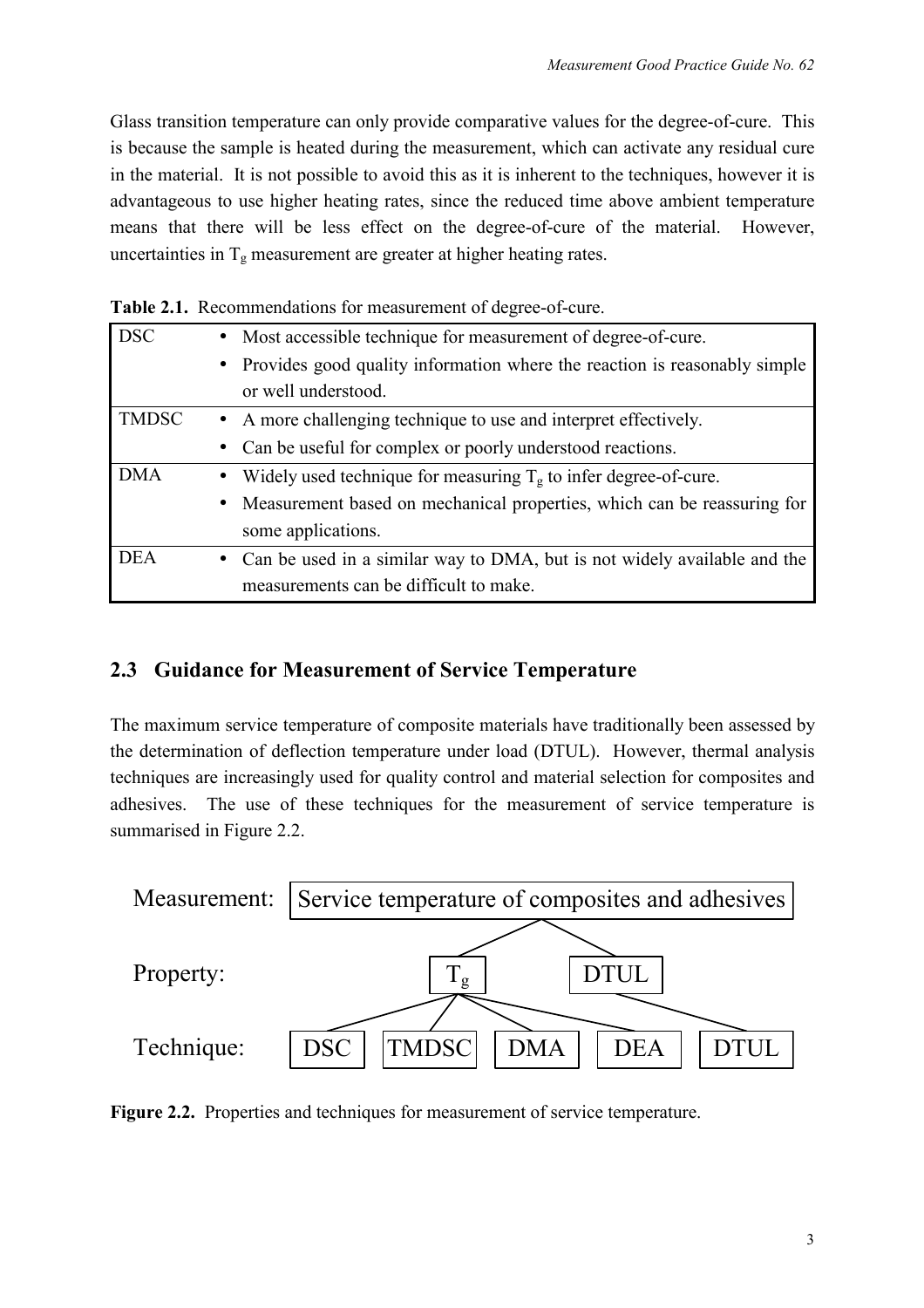Glass transition temperature can only provide comparative values for the degree-of-cure. This is because the sample is heated during the measurement, which can activate any residual cure in the material. It is not possible to avoid this as it is inherent to the techniques, however it is advantageous to use higher heating rates, since the reduced time above ambient temperature means that there will be less effect on the degree-of-cure of the material. However, uncertainties in $T_g$ measurement are greater at higher heating rates.

**Table 2.1.** Recommendations for measurement of degree-of-cure.

| | |
|---|---|
| DSC | • Most accessible technique for measurement of degree-of-cure.<br>• Provides good quality information where the reaction is reasonably simple or well understood. |
| TMDSC | • A more challenging technique to use and interpret effectively.<br>• Can be useful for complex or poorly understood reactions. |
| DMA | • Widely used technique for measuring $T_g$ to infer degree-of-cure.<br>• Measurement based on mechanical properties, which can be reassuring for some applications. |
| DEA | • Can be used in a similar way to DMA, but is not widely available and the measurements can be difficult to make. |

## 2.3 Guidance for Measurement of Service Temperature

The maximum service temperature of composite materials have traditionally been assessed by the determination of deflection temperature under load (DTUL). However, thermal analysis techniques are increasingly used for quality control and material selection for composites and adhesives. The use of these techniques for the measurement of service temperature is summarised in Figure 2.2.

Measurement: Service temperature of composites and adhesives

Property: $T_g$ | DTUL

Technique: DSC | TMDSC | DMA | DEA | DTUL

**Figure 2.2.** Properties and techniques for measurement of service temperature.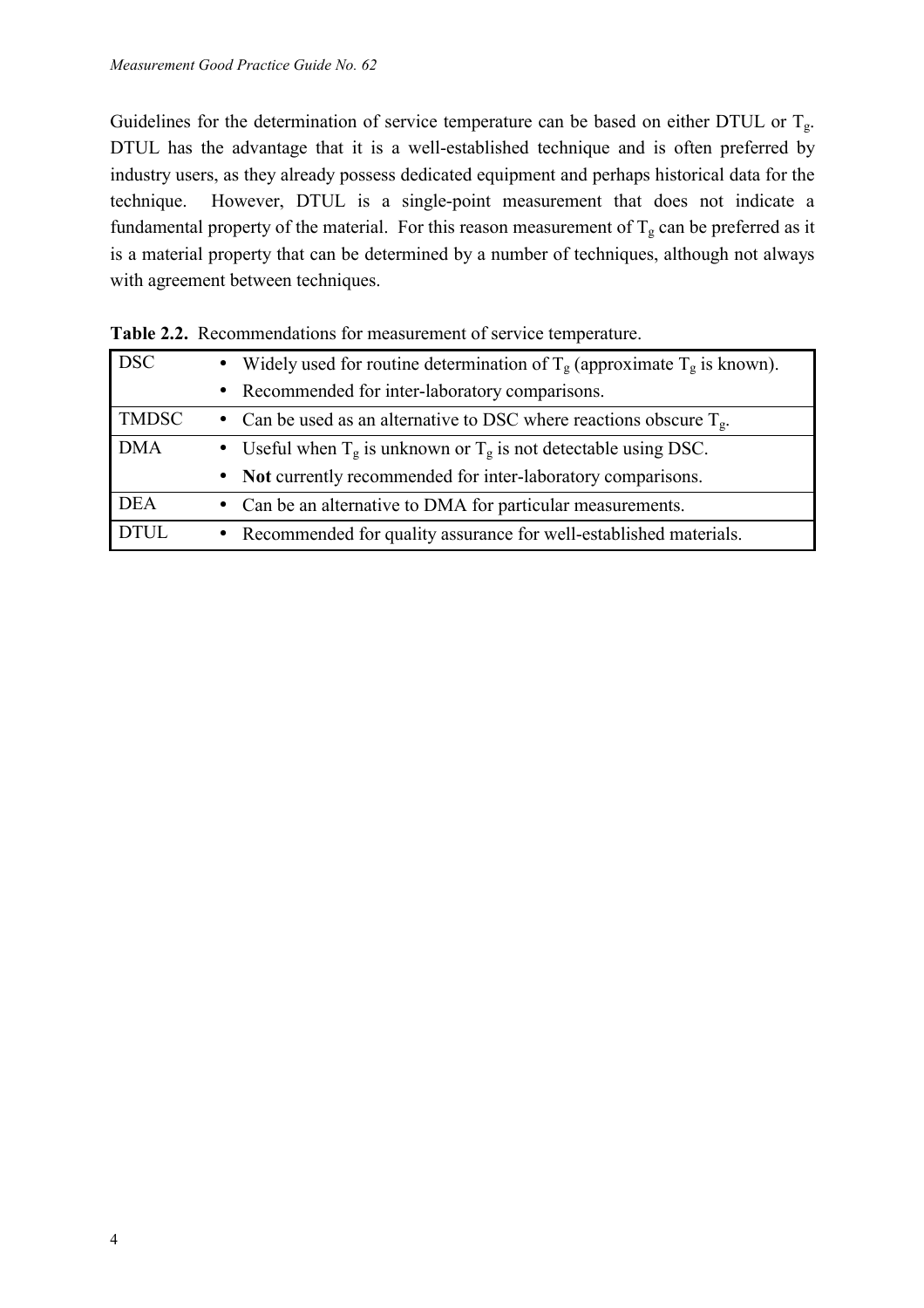Guidelines for the determination of service temperature can be based on either DTUL or $T_g$. DTUL has the advantage that it is a well-established technique and is often preferred by industry users, as they already possess dedicated equipment and perhaps historical data for the technique. However, DTUL is a single-point measurement that does not indicate a fundamental property of the material. For this reason measurement of $T_g$ can be preferred as it is a material property that can be determined by a number of techniques, although not always with agreement between techniques.

**Table 2.2.** Recommendations for measurement of service temperature.

| Technique | Recommendations |
|---|---|
| DSC | • Widely used for routine determination of $T_g$ (approximate $T_g$ is known).<br>• Recommended for inter-laboratory comparisons. |
| TMDSC | • Can be used as an alternative to DSC where reactions obscure $T_g$. |
| DMA | • Useful when $T_g$ is unknown or $T_g$ is not detectable using DSC.<br>• **Not** currently recommended for inter-laboratory comparisons. |
| DEA | • Can be an alternative to DMA for particular measurements. |
| DTUL | • Recommended for quality assurance for well-established materials. |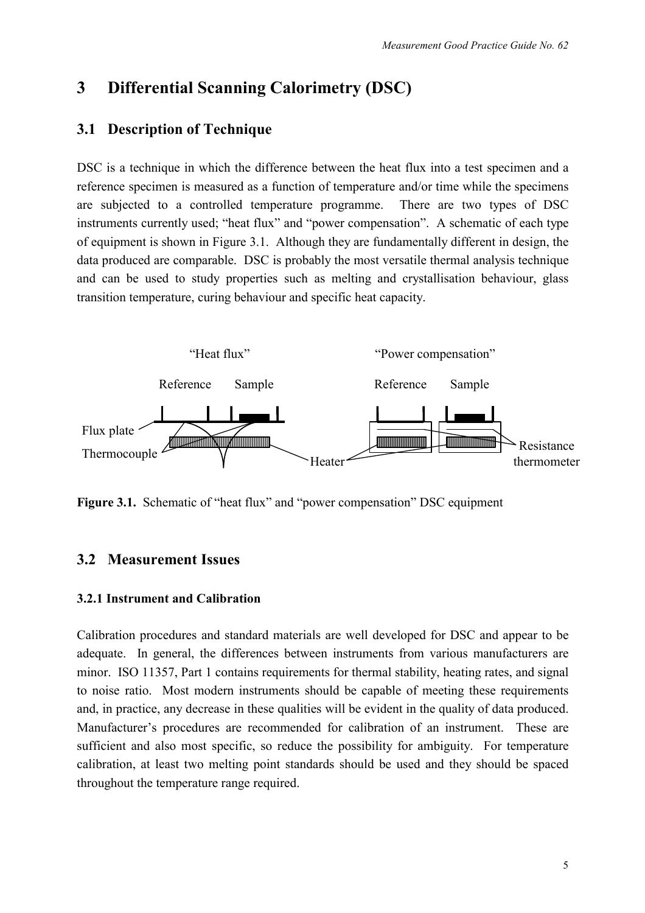# 3 Differential Scanning Calorimetry (DSC)

## 3.1 Description of Technique

DSC is a technique in which the difference between the heat flux into a test specimen and a reference specimen is measured as a function of temperature and/or time while the specimens are subjected to a controlled temperature programme. There are two types of DSC instruments currently used; "heat flux" and "power compensation". A schematic of each type of equipment is shown in Figure 3.1. Although they are fundamentally different in design, the data produced are comparable. DSC is probably the most versatile thermal analysis technique and can be used to study properties such as melting and crystallisation behaviour, glass transition temperature, curing behaviour and specific heat capacity.

"Heat flux" "Power compensation"

Reference Sample Reference Sample

Flux plate

Thermocouple Heater Resistance thermometer

**Figure 3.1.** Schematic of "heat flux" and "power compensation" DSC equipment

## 3.2 Measurement Issues

### 3.2.1 Instrument and Calibration

Calibration procedures and standard materials are well developed for DSC and appear to be adequate. In general, the differences between instruments from various manufacturers are minor. ISO 11357, Part 1 contains requirements for thermal stability, heating rates, and signal to noise ratio. Most modern instruments should be capable of meeting these requirements and, in practice, any decrease in these qualities will be evident in the quality of data produced. Manufacturer's procedures are recommended for calibration of an instrument. These are sufficient and also most specific, so reduce the possibility for ambiguity. For temperature calibration, at least two melting point standards should be used and they should be spaced throughout the temperature range required.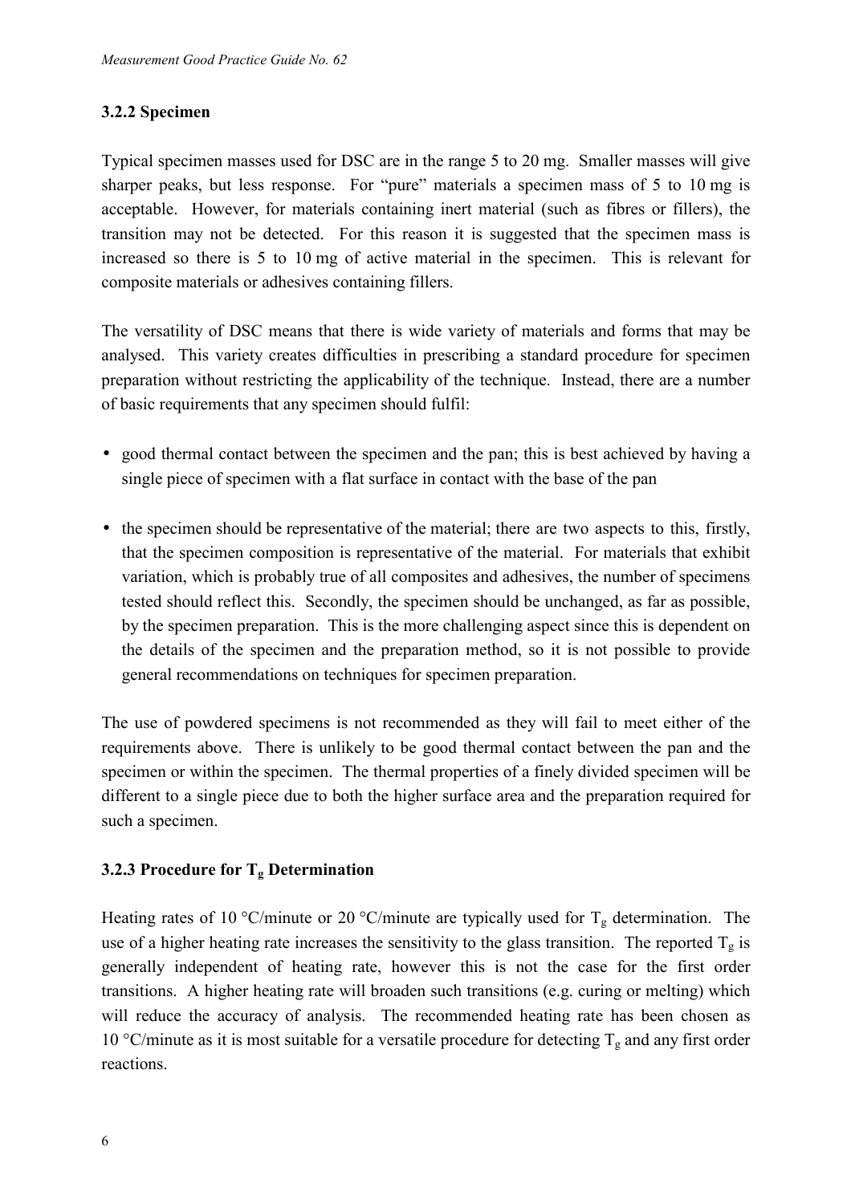### 3.2.2 Specimen

Typical specimen masses used for DSC are in the range 5 to 20 mg. Smaller masses will give sharper peaks, but less response. For "pure" materials a specimen mass of 5 to 10 mg is acceptable. However, for materials containing inert material (such as fibres or fillers), the transition may not be detected. For this reason it is suggested that the specimen mass is increased so there is 5 to 10 mg of active material in the specimen. This is relevant for composite materials or adhesives containing fillers.

The versatility of DSC means that there is wide variety of materials and forms that may be analysed. This variety creates difficulties in prescribing a standard procedure for specimen preparation without restricting the applicability of the technique. Instead, there are a number of basic requirements that any specimen should fulfil:

- good thermal contact between the specimen and the pan; this is best achieved by having a single piece of specimen with a flat surface in contact with the base of the pan
- the specimen should be representative of the material; there are two aspects to this, firstly, that the specimen composition is representative of the material. For materials that exhibit variation, which is probably true of all composites and adhesives, the number of specimens tested should reflect this. Secondly, the specimen should be unchanged, as far as possible, by the specimen preparation. This is the more challenging aspect since this is dependent on the details of the specimen and the preparation method, so it is not possible to provide general recommendations on techniques for specimen preparation.

The use of powdered specimens is not recommended as they will fail to meet either of the requirements above. There is unlikely to be good thermal contact between the pan and the specimen or within the specimen. The thermal properties of a finely divided specimen will be different to a single piece due to both the higher surface area and the preparation required for such a specimen.

### 3.2.3 Procedure for $T_g$ Determination

Heating rates of 10 °C/minute or 20 °C/minute are typically used for $T_g$ determination. The use of a higher heating rate increases the sensitivity to the glass transition. The reported $T_g$ is generally independent of heating rate, however this is not the case for the first order transitions. A higher heating rate will broaden such transitions (e.g. curing or melting) which will reduce the accuracy of analysis. The recommended heating rate has been chosen as 10 °C/minute as it is most suitable for a versatile procedure for detecting $T_g$ and any first order reactions.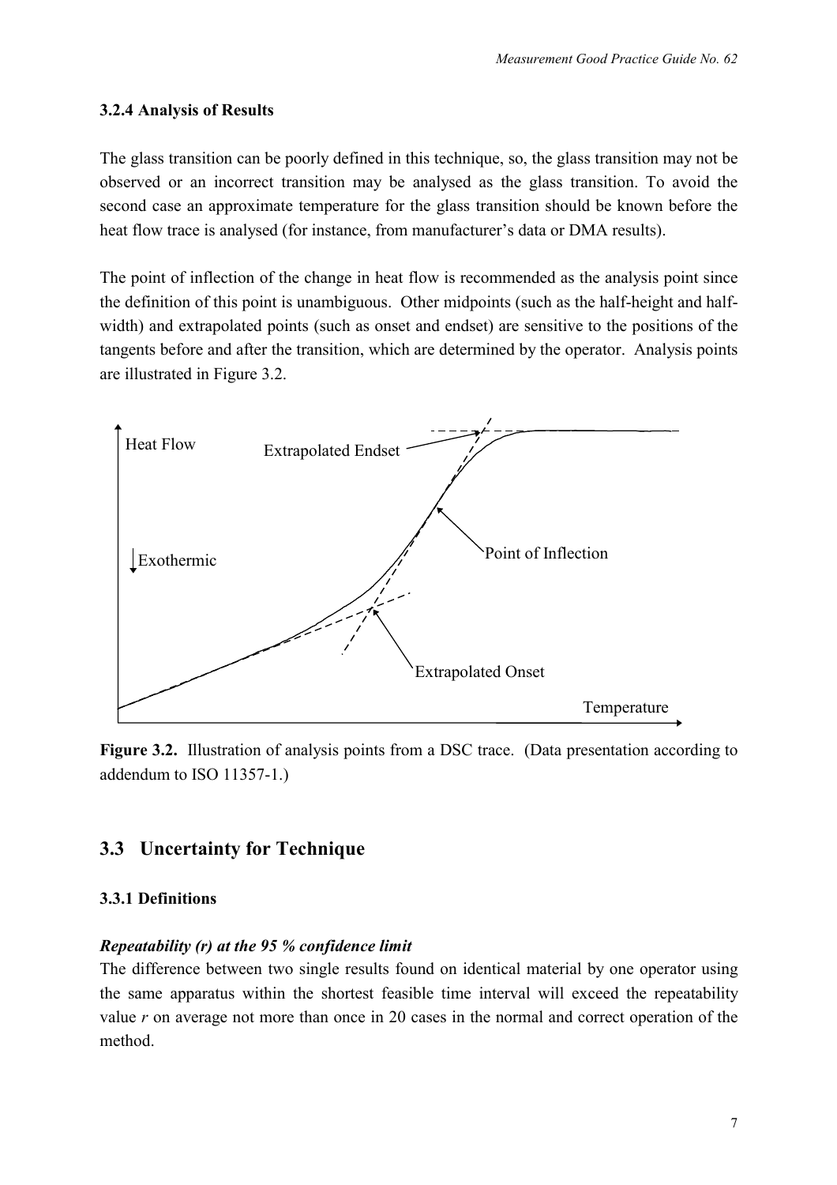### 3.2.4 Analysis of Results

The glass transition can be poorly defined in this technique, so, the glass transition may not be observed or an incorrect transition may be analysed as the glass transition. To avoid the second case an approximate temperature for the glass transition should be known before the heat flow trace is analysed (for instance, from manufacturer's data or DMA results).

The point of inflection of the change in heat flow is recommended as the analysis point since the definition of this point is unambiguous. Other midpoints (such as the half-height and half-width) and extrapolated points (such as onset and endset) are sensitive to the positions of the tangents before and after the transition, which are determined by the operator. Analysis points are illustrated in Figure 3.2.

**Figure 3.2.** Illustration of analysis points from a DSC trace. (Data presentation according to addendum to ISO 11357-1.)

## 3.3 Uncertainty for Technique

### 3.3.1 Definitions

***Repeatability (r) at the 95 % confidence limit***

The difference between two single results found on identical material by one operator using the same apparatus within the shortest feasible time interval will exceed the repeatability value *r* on average not more than once in 20 cases in the normal and correct operation of the method.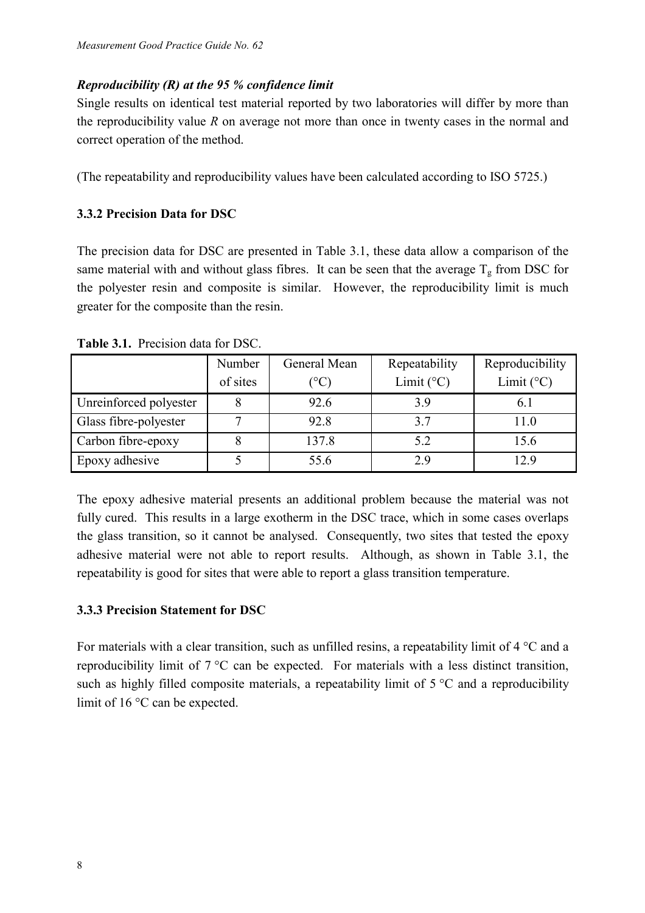***Reproducibility (R) at the 95 % confidence limit***

Single results on identical test material reported by two laboratories will differ by more than the reproducibility value *R* on average not more than once in twenty cases in the normal and correct operation of the method.

(The repeatability and reproducibility values have been calculated according to ISO 5725.)

### 3.3.2 Precision Data for DSC

The precision data for DSC are presented in Table 3.1, these data allow a comparison of the same material with and without glass fibres. It can be seen that the average $T_g$ from DSC for the polyester resin and composite is similar. However, the reproducibility limit is much greater for the composite than the resin.

**Table 3.1.** Precision data for DSC.

| | Number of sites | General Mean (°C) | Repeatability Limit (°C) | Reproducibility Limit (°C) |
|---|---|---|---|---|
| Unreinforced polyester | 8 | 92.6 | 3.9 | 6.1 |
| Glass fibre-polyester | 7 | 92.8 | 3.7 | 11.0 |
| Carbon fibre-epoxy | 8 | 137.8 | 5.2 | 15.6 |
| Epoxy adhesive | 5 | 55.6 | 2.9 | 12.9 |

The epoxy adhesive material presents an additional problem because the material was not fully cured. This results in a large exotherm in the DSC trace, which in some cases overlaps the glass transition, so it cannot be analysed. Consequently, two sites that tested the epoxy adhesive material were not able to report results. Although, as shown in Table 3.1, the repeatability is good for sites that were able to report a glass transition temperature.

### 3.3.3 Precision Statement for DSC

For materials with a clear transition, such as unfilled resins, a repeatability limit of 4 °C and a reproducibility limit of 7 °C can be expected. For materials with a less distinct transition, such as highly filled composite materials, a repeatability limit of 5 °C and a reproducibility limit of 16 °C can be expected.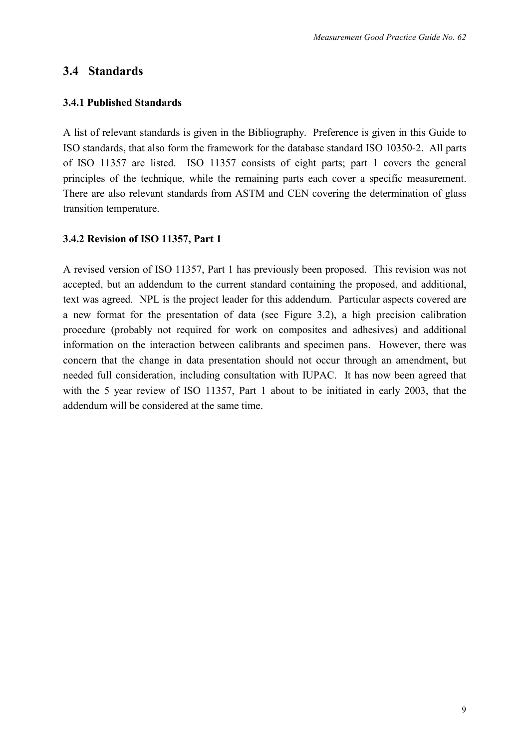## 3.4 Standards

### 3.4.1 Published Standards

A list of relevant standards is given in the Bibliography. Preference is given in this Guide to ISO standards, that also form the framework for the database standard ISO 10350-2. All parts of ISO 11357 are listed. ISO 11357 consists of eight parts; part 1 covers the general principles of the technique, while the remaining parts each cover a specific measurement. There are also relevant standards from ASTM and CEN covering the determination of glass transition temperature.

### 3.4.2 Revision of ISO 11357, Part 1

A revised version of ISO 11357, Part 1 has previously been proposed. This revision was not accepted, but an addendum to the current standard containing the proposed, and additional, text was agreed. NPL is the project leader for this addendum. Particular aspects covered are a new format for the presentation of data (see Figure 3.2), a high precision calibration procedure (probably not required for work on composites and adhesives) and additional information on the interaction between calibrants and specimen pans. However, there was concern that the change in data presentation should not occur through an amendment, but needed full consideration, including consultation with IUPAC. It has now been agreed that with the 5 year review of ISO 11357, Part 1 about to be initiated in early 2003, that the addendum will be considered at the same time.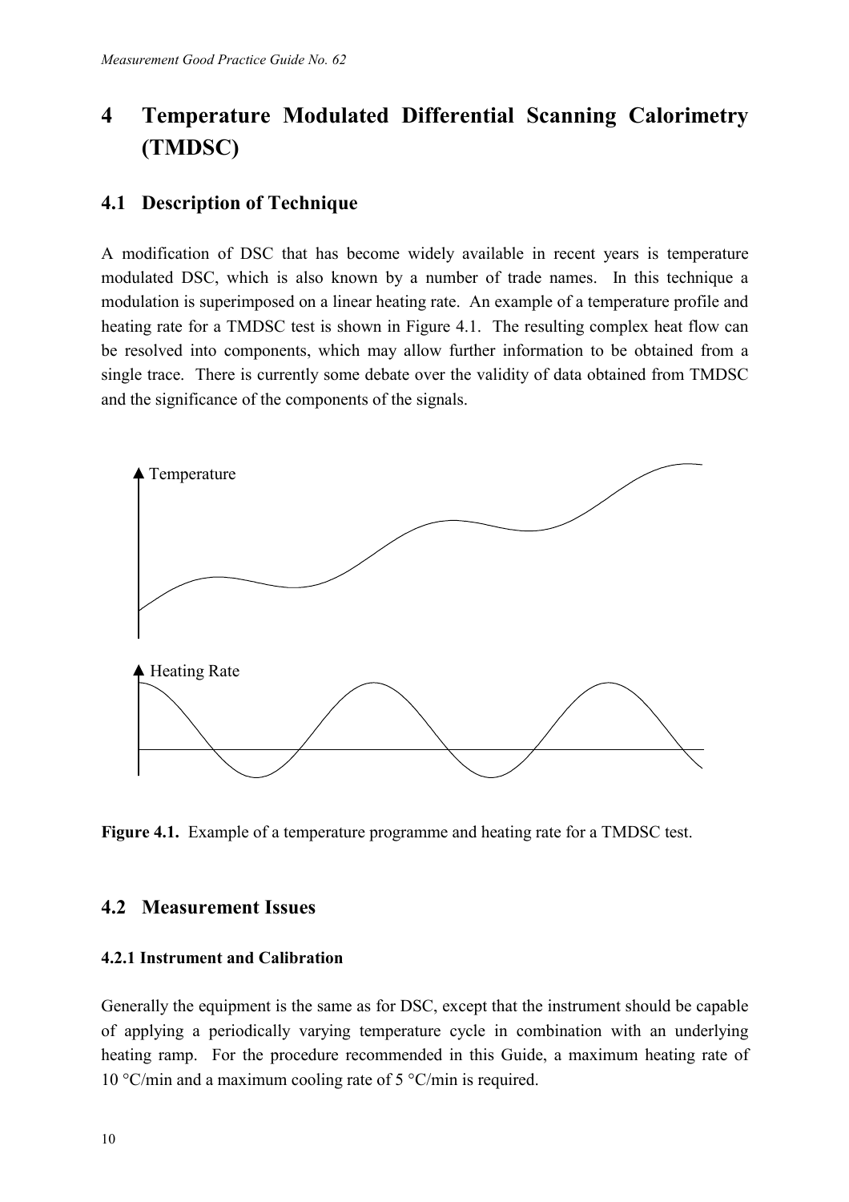# 4 Temperature Modulated Differential Scanning Calorimetry (TMDSC)

## 4.1 Description of Technique

A modification of DSC that has become widely available in recent years is temperature modulated DSC, which is also known by a number of trade names. In this technique a modulation is superimposed on a linear heating rate. An example of a temperature profile and heating rate for a TMDSC test is shown in Figure 4.1. The resulting complex heat flow can be resolved into components, which may allow further information to be obtained from a single trace. There is currently some debate over the validity of data obtained from TMDSC and the significance of the components of the signals.

**Figure 4.1.** Example of a temperature programme and heating rate for a TMDSC test.

## 4.2 Measurement Issues

### 4.2.1 Instrument and Calibration

Generally the equipment is the same as for DSC, except that the instrument should be capable of applying a periodically varying temperature cycle in combination with an underlying heating ramp. For the procedure recommended in this Guide, a maximum heating rate of 10 °C/min and a maximum cooling rate of 5 °C/min is required.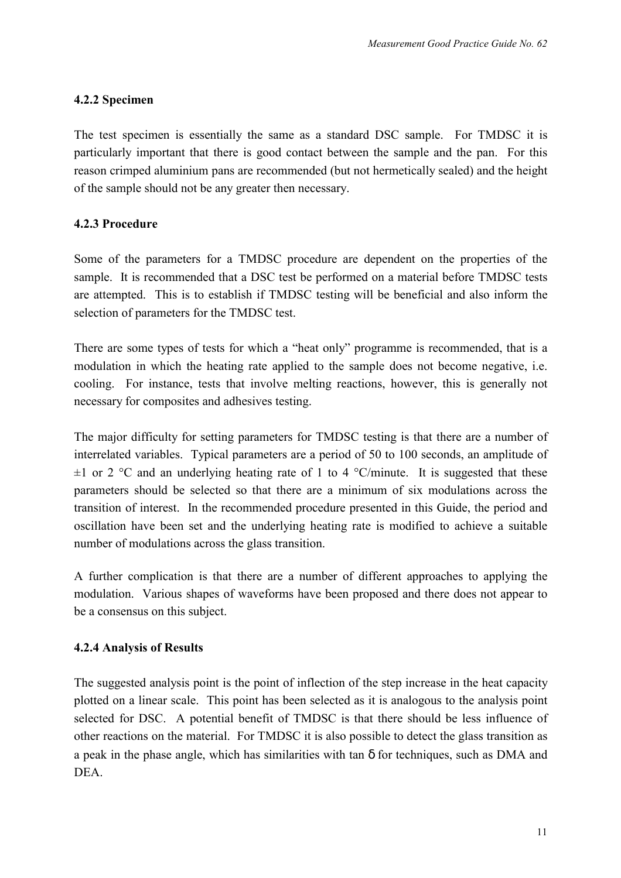### 4.2.2 Specimen

The test specimen is essentially the same as a standard DSC sample. For TMDSC it is particularly important that there is good contact between the sample and the pan. For this reason crimped aluminium pans are recommended (but not hermetically sealed) and the height of the sample should not be any greater then necessary.

### 4.2.3 Procedure

Some of the parameters for a TMDSC procedure are dependent on the properties of the sample. It is recommended that a DSC test be performed on a material before TMDSC tests are attempted. This is to establish if TMDSC testing will be beneficial and also inform the selection of parameters for the TMDSC test.

There are some types of tests for which a "heat only" programme is recommended, that is a modulation in which the heating rate applied to the sample does not become negative, i.e. cooling. For instance, tests that involve melting reactions, however, this is generally not necessary for composites and adhesives testing.

The major difficulty for setting parameters for TMDSC testing is that there are a number of interrelated variables. Typical parameters are a period of 50 to 100 seconds, an amplitude of ±1 or 2 °C and an underlying heating rate of 1 to 4 °C/minute. It is suggested that these parameters should be selected so that there are a minimum of six modulations across the transition of interest. In the recommended procedure presented in this Guide, the period and oscillation have been set and the underlying heating rate is modified to achieve a suitable number of modulations across the glass transition.

A further complication is that there are a number of different approaches to applying the modulation. Various shapes of waveforms have been proposed and there does not appear to be a consensus on this subject.

### 4.2.4 Analysis of Results

The suggested analysis point is the point of inflection of the step increase in the heat capacity plotted on a linear scale. This point has been selected as it is analogous to the analysis point selected for DSC. A potential benefit of TMDSC is that there should be less influence of other reactions on the material. For TMDSC it is also possible to detect the glass transition as a peak in the phase angle, which has similarities with tan $\delta$ for techniques, such as DMA and DEA.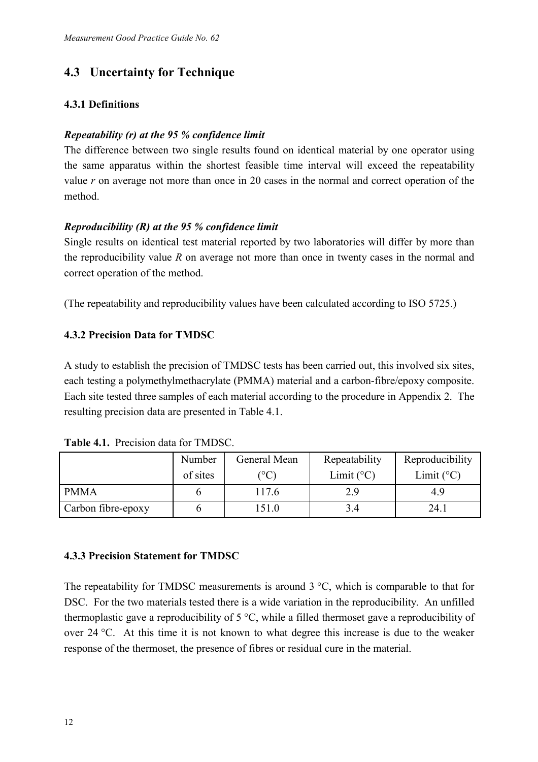## 4.3 Uncertainty for Technique

### 4.3.1 Definitions

***Repeatability (r) at the 95 % confidence limit***

The difference between two single results found on identical material by one operator using the same apparatus within the shortest feasible time interval will exceed the repeatability value *r* on average not more than once in 20 cases in the normal and correct operation of the method.

***Reproducibility (R) at the 95 % confidence limit***

Single results on identical test material reported by two laboratories will differ by more than the reproducibility value *R* on average not more than once in twenty cases in the normal and correct operation of the method.

(The repeatability and reproducibility values have been calculated according to ISO 5725.)

### 4.3.2 Precision Data for TMDSC

A study to establish the precision of TMDSC tests has been carried out, this involved six sites, each testing a polymethylmethacrylate (PMMA) material and a carbon-fibre/epoxy composite. Each site tested three samples of each material according to the procedure in Appendix 2. The resulting precision data are presented in Table 4.1.

**Table 4.1.** Precision data for TMDSC.

| | Number of sites | General Mean (°C) | Repeatability Limit (°C) | Reproducibility Limit (°C) |
|---|---|---|---|---|
| PMMA | 6 | 117.6 | 2.9 | 4.9 |
| Carbon fibre-epoxy | 6 | 151.0 | 3.4 | 24.1 |

### 4.3.3 Precision Statement for TMDSC

The repeatability for TMDSC measurements is around 3 °C, which is comparable to that for DSC. For the two materials tested there is a wide variation in the reproducibility. An unfilled thermoplastic gave a reproducibility of 5 °C, while a filled thermoset gave a reproducibility of over 24 °C. At this time it is not known to what degree this increase is due to the weaker response of the thermoset, the presence of fibres or residual cure in the material.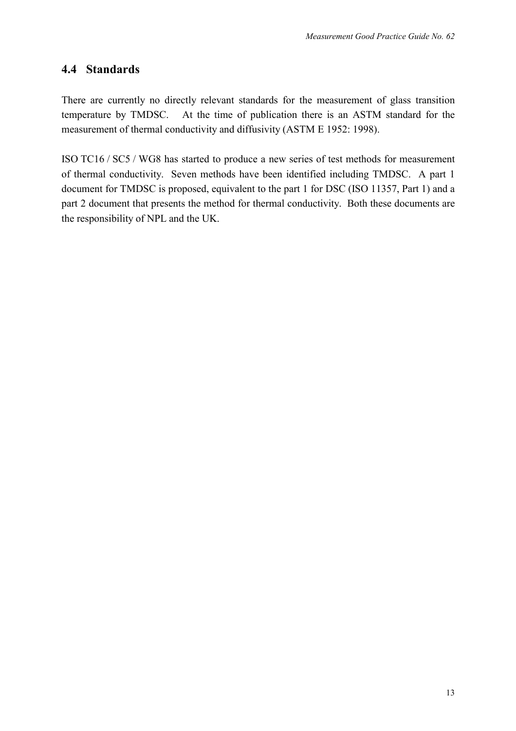## 4.4 Standards

There are currently no directly relevant standards for the measurement of glass transition temperature by TMDSC. At the time of publication there is an ASTM standard for the measurement of thermal conductivity and diffusivity (ASTM E 1952: 1998).

ISO TC16 / SC5 / WG8 has started to produce a new series of test methods for measurement of thermal conductivity. Seven methods have been identified including TMDSC. A part 1 document for TMDSC is proposed, equivalent to the part 1 for DSC (ISO 11357, Part 1) and a part 2 document that presents the method for thermal conductivity. Both these documents are the responsibility of NPL and the UK.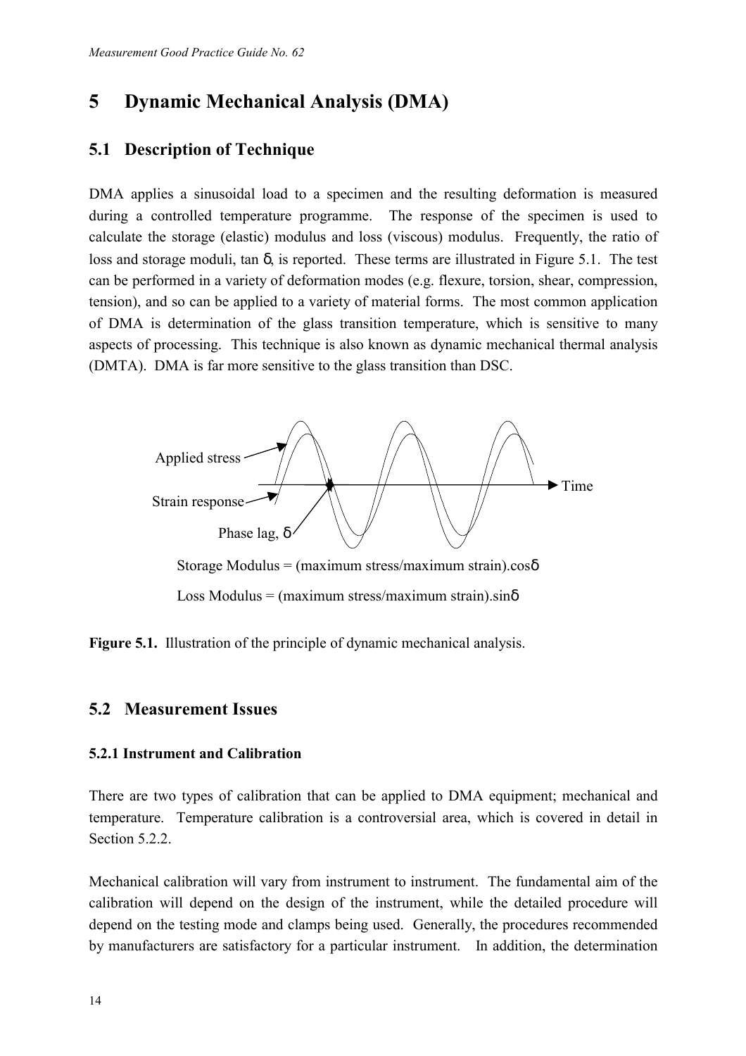# 5 Dynamic Mechanical Analysis (DMA)

## 5.1 Description of Technique

DMA applies a sinusoidal load to a specimen and the resulting deformation is measured during a controlled temperature programme. The response of the specimen is used to calculate the storage (elastic) modulus and loss (viscous) modulus. Frequently, the ratio of loss and storage moduli, tan $\delta$, is reported. These terms are illustrated in Figure 5.1. The test can be performed in a variety of deformation modes (e.g. flexure, torsion, shear, compression, tension), and so can be applied to a variety of material forms. The most common application of DMA is determination of the glass transition temperature, which is sensitive to many aspects of processing. This technique is also known as dynamic mechanical thermal analysis (DMTA). DMA is far more sensitive to the glass transition than DSC.

Applied stress

Strain response

Time

Phase lag, $\delta$

Storage Modulus = (maximum stress/maximum strain).cos$\delta$

Loss Modulus = (maximum stress/maximum strain).sin$\delta$

**Figure 5.1.** Illustration of the principle of dynamic mechanical analysis.

## 5.2 Measurement Issues

### 5.2.1 Instrument and Calibration

There are two types of calibration that can be applied to DMA equipment; mechanical and temperature. Temperature calibration is a controversial area, which is covered in detail in Section 5.2.2.

Mechanical calibration will vary from instrument to instrument. The fundamental aim of the calibration will depend on the design of the instrument, while the detailed procedure will depend on the testing mode and clamps being used. Generally, the procedures recommended by manufacturers are satisfactory for a particular instrument. In addition, the determination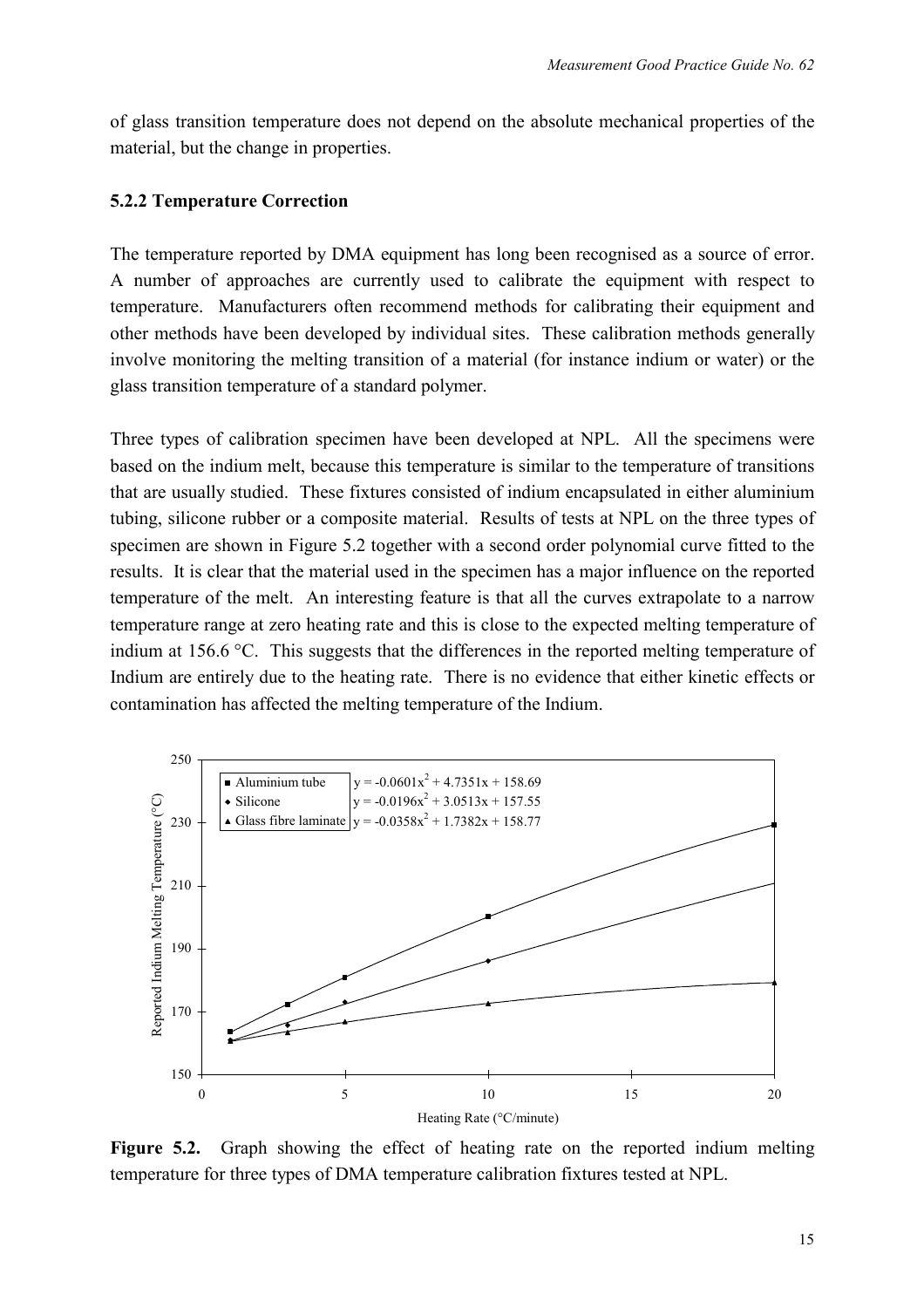of glass transition temperature does not depend on the absolute mechanical properties of the material, but the change in properties.

### 5.2.2 Temperature Correction

The temperature reported by DMA equipment has long been recognised as a source of error. A number of approaches are currently used to calibrate the equipment with respect to temperature. Manufacturers often recommend methods for calibrating their equipment and other methods have been developed by individual sites. These calibration methods generally involve monitoring the melting transition of a material (for instance indium or water) or the glass transition temperature of a standard polymer.

Three types of calibration specimen have been developed at NPL. All the specimens were based on the indium melt, because this temperature is similar to the temperature of transitions that are usually studied. These fixtures consisted of indium encapsulated in either aluminium tubing, silicone rubber or a composite material. Results of tests at NPL on the three types of specimen are shown in Figure 5.2 together with a second order polynomial curve fitted to the results. It is clear that the material used in the specimen has a major influence on the reported temperature of the melt. An interesting feature is that all the curves extrapolate to a narrow temperature range at zero heating rate and this is close to the expected melting temperature of indium at 156.6 °C. This suggests that the differences in the reported melting temperature of Indium are entirely due to the heating rate. There is no evidence that either kinetic effects or contamination has affected the melting temperature of the Indium.

| Series | Fitted curve |
|---|---|
| Aluminium tube | $y = -0.0601x^2 + 4.7351x + 158.69$ |
| Silicone | $y = -0.0196x^2 + 3.0513x + 157.55$ |
| Glass fibre laminate | $y = -0.0358x^2 + 1.7382x + 158.77$ |

**Figure 5.2.** Graph showing the effect of heating rate on the reported indium melting temperature for three types of DMA temperature calibration fixtures tested at NPL.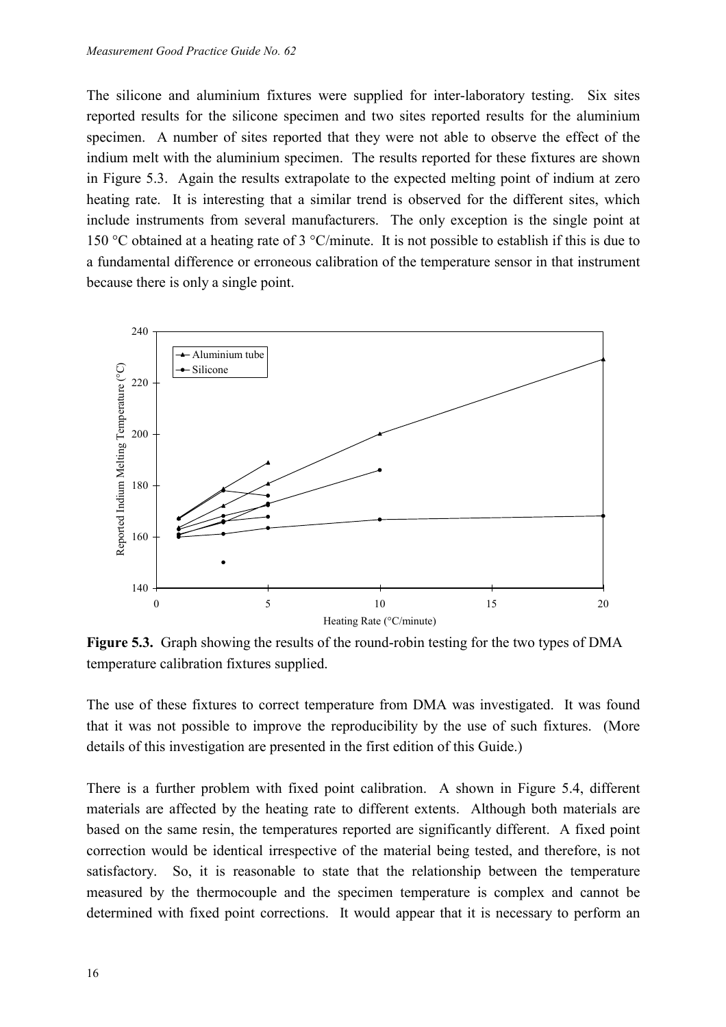The silicone and aluminium fixtures were supplied for inter-laboratory testing. Six sites reported results for the silicone specimen and two sites reported results for the aluminium specimen. A number of sites reported that they were not able to observe the effect of the indium melt with the aluminium specimen. The results reported for these fixtures are shown in Figure 5.3. Again the results extrapolate to the expected melting point of indium at zero heating rate. It is interesting that a similar trend is observed for the different sites, which include instruments from several manufacturers. The only exception is the single point at 150 °C obtained at a heating rate of 3 °C/minute. It is not possible to establish if this is due to a fundamental difference or erroneous calibration of the temperature sensor in that instrument because there is only a single point.

**Figure 5.3.** Graph showing the results of the round-robin testing for the two types of DMA temperature calibration fixtures supplied.

The use of these fixtures to correct temperature from DMA was investigated. It was found that it was not possible to improve the reproducibility by the use of such fixtures. (More details of this investigation are presented in the first edition of this Guide.)

There is a further problem with fixed point calibration. A shown in Figure 5.4, different materials are affected by the heating rate to different extents. Although both materials are based on the same resin, the temperatures reported are significantly different. A fixed point correction would be identical irrespective of the material being tested, and therefore, is not satisfactory. So, it is reasonable to state that the relationship between the temperature measured by the thermocouple and the specimen temperature is complex and cannot be determined with fixed point corrections. It would appear that it is necessary to perform an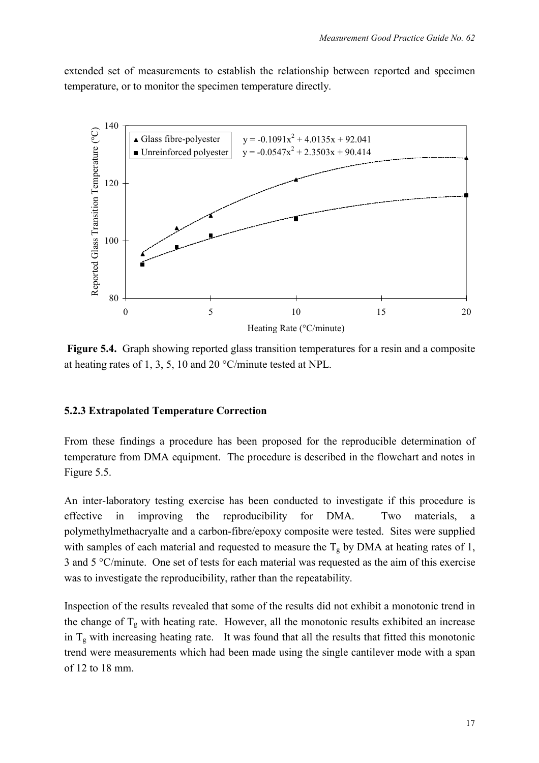extended set of measurements to establish the relationship between reported and specimen temperature, or to monitor the specimen temperature directly.

**Figure 5.4.** Graph showing reported glass transition temperatures for a resin and a composite at heating rates of 1, 3, 5, 10 and 20 °C/minute tested at NPL.

### 5.2.3 Extrapolated Temperature Correction

From these findings a procedure has been proposed for the reproducible determination of temperature from DMA equipment. The procedure is described in the flowchart and notes in Figure 5.5.

An inter-laboratory testing exercise has been conducted to investigate if this procedure is effective in improving the reproducibility for DMA. Two materials, a polymethylmethacryalte and a carbon-fibre/epoxy composite were tested. Sites were supplied with samples of each material and requested to measure the $T_g$ by DMA at heating rates of 1, 3 and 5 °C/minute. One set of tests for each material was requested as the aim of this exercise was to investigate the reproducibility, rather than the repeatability.

Inspection of the results revealed that some of the results did not exhibit a monotonic trend in the change of $T_g$ with heating rate. However, all the monotonic results exhibited an increase in $T_g$ with increasing heating rate. It was found that all the results that fitted this monotonic trend were measurements which had been made using the single cantilever mode with a span of 12 to 18 mm.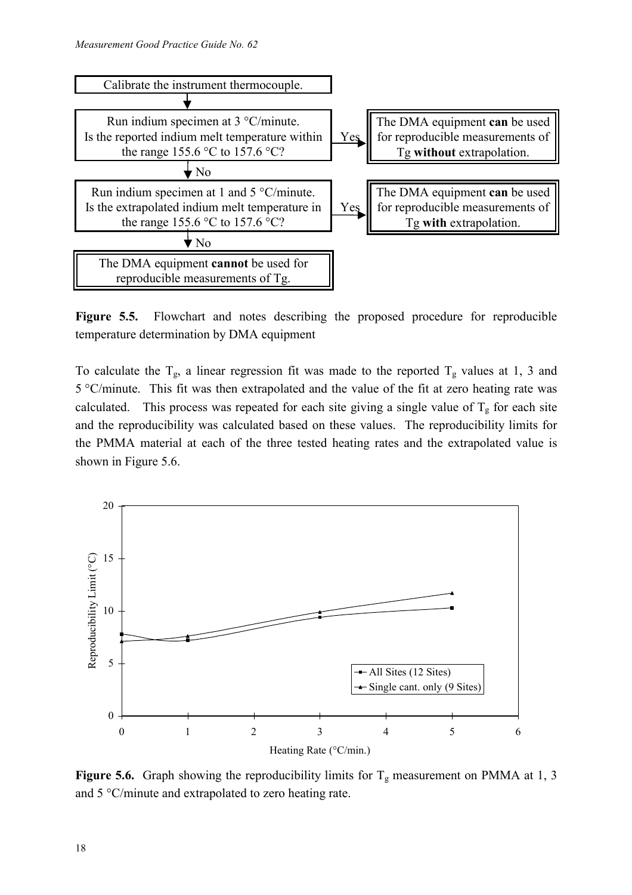Calibrate the instrument thermocouple.

↓

Run indium specimen at 3 °C/minute.
Is the reported indium melt temperature within the range 155.6 °C to 157.6 °C?

→ Yes → The DMA equipment **can** be used for reproducible measurements of Tg **without** extrapolation.

↓ No

Run indium specimen at 1 and 5 °C/minute.
Is the extrapolated indium melt temperature in the range 155.6 °C to 157.6 °C?

→ Yes → The DMA equipment **can** be used for reproducible measurements of Tg **with** extrapolation.

↓ No

The DMA equipment **cannot** be used for reproducible measurements of Tg.

**Figure 5.5.** Flowchart and notes describing the proposed procedure for reproducible temperature determination by DMA equipment

To calculate the $T_g$, a linear regression fit was made to the reported $T_g$ values at 1, 3 and 5 °C/minute. This fit was then extrapolated and the value of the fit at zero heating rate was calculated. This process was repeated for each site giving a single value of $T_g$ for each site and the reproducibility was calculated based on these values. The reproducibility limits for the PMMA material at each of the three tested heating rates and the extrapolated value is shown in Figure 5.6.

**Figure 5.6.** Graph showing the reproducibility limits for $T_g$ measurement on PMMA at 1, 3 and 5 °C/minute and extrapolated to zero heating rate.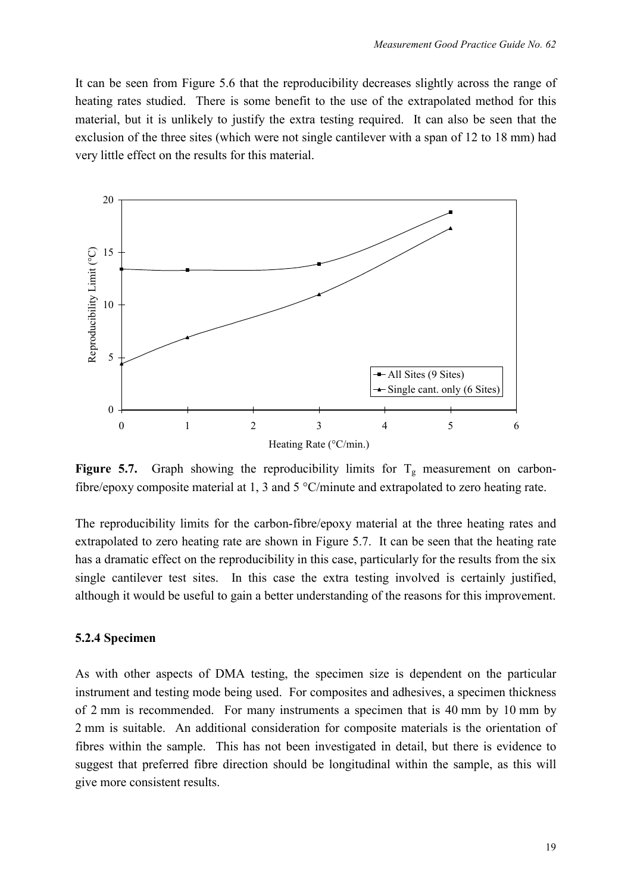It can be seen from Figure 5.6 that the reproducibility decreases slightly across the range of heating rates studied. There is some benefit to the use of the extrapolated method for this material, but it is unlikely to justify the extra testing required. It can also be seen that the exclusion of the three sites (which were not single cantilever with a span of 12 to 18 mm) had very little effect on the results for this material.

**Figure 5.7.** Graph showing the reproducibility limits for $T_g$ measurement on carbon-fibre/epoxy composite material at 1, 3 and 5 °C/minute and extrapolated to zero heating rate.

The reproducibility limits for the carbon-fibre/epoxy material at the three heating rates and extrapolated to zero heating rate are shown in Figure 5.7. It can be seen that the heating rate has a dramatic effect on the reproducibility in this case, particularly for the results from the six single cantilever test sites. In this case the extra testing involved is certainly justified, although it would be useful to gain a better understanding of the reasons for this improvement.

### 5.2.4 Specimen

As with other aspects of DMA testing, the specimen size is dependent on the particular instrument and testing mode being used. For composites and adhesives, a specimen thickness of 2 mm is recommended. For many instruments a specimen that is 40 mm by 10 mm by 2 mm is suitable. An additional consideration for composite materials is the orientation of fibres within the sample. This has not been investigated in detail, but there is evidence to suggest that preferred fibre direction should be longitudinal within the sample, as this will give more consistent results.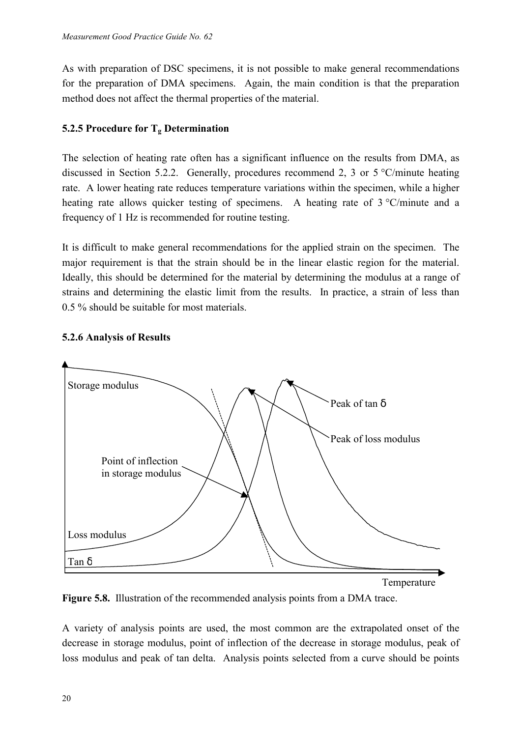As with preparation of DSC specimens, it is not possible to make general recommendations for the preparation of DMA specimens. Again, the main condition is that the preparation method does not affect the thermal properties of the material.

### 5.2.5 Procedure for $T_g$ Determination

The selection of heating rate often has a significant influence on the results from DMA, as discussed in Section 5.2.2. Generally, procedures recommend 2, 3 or 5 °C/minute heating rate. A lower heating rate reduces temperature variations within the specimen, while a higher heating rate allows quicker testing of specimens. A heating rate of 3 °C/minute and a frequency of 1 Hz is recommended for routine testing.

It is difficult to make general recommendations for the applied strain on the specimen. The major requirement is that the strain should be in the linear elastic region for the material. Ideally, this should be determined for the material by determining the modulus at a range of strains and determining the elastic limit from the results. In practice, a strain of less than 0.5 % should be suitable for most materials.

### 5.2.6 Analysis of Results

**Figure 5.8.** Illustration of the recommended analysis points from a DMA trace.

A variety of analysis points are used, the most common are the extrapolated onset of the decrease in storage modulus, point of inflection of the decrease in storage modulus, peak of loss modulus and peak of tan delta. Analysis points selected from a curve should be points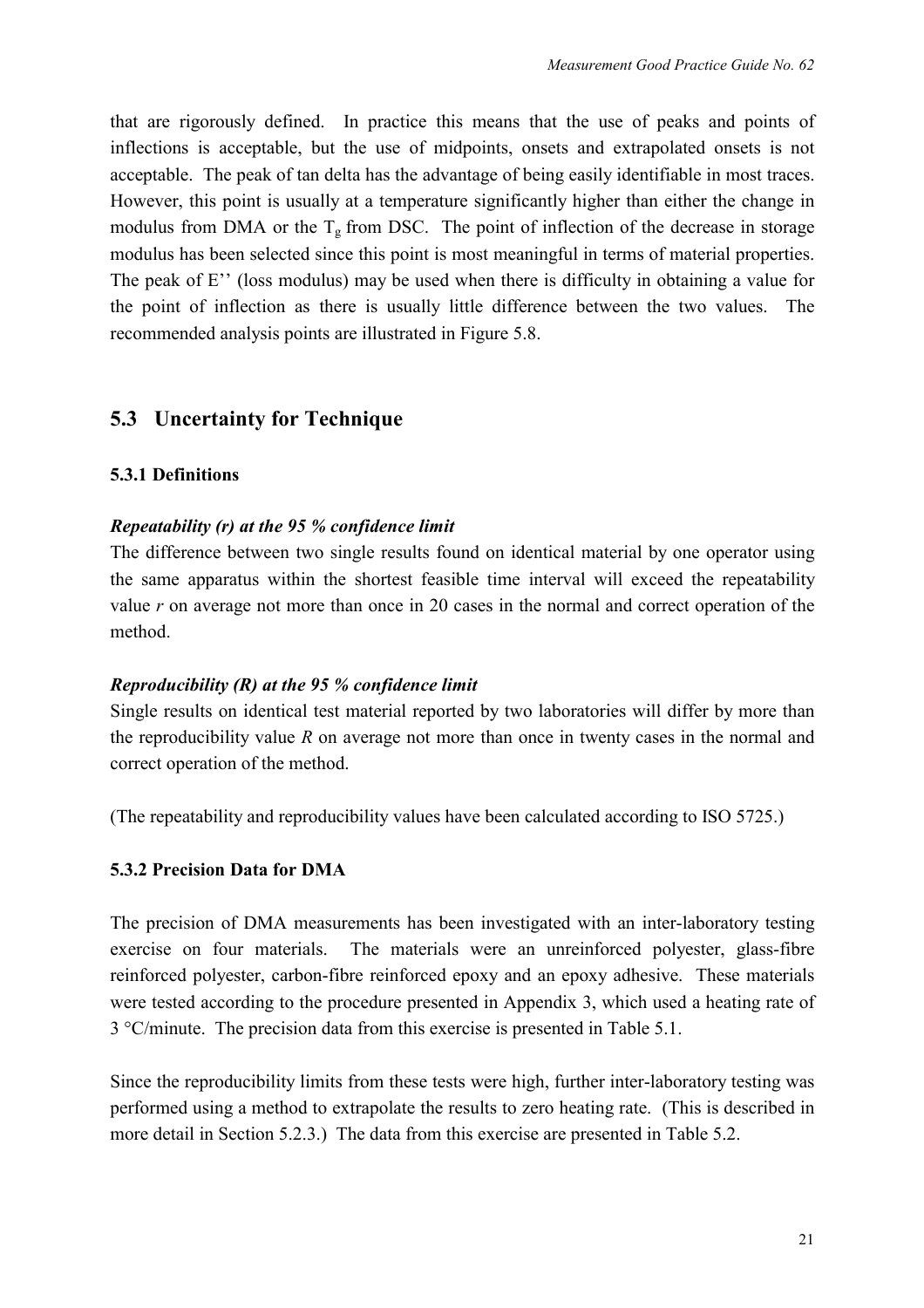that are rigorously defined. In practice this means that the use of peaks and points of inflections is acceptable, but the use of midpoints, onsets and extrapolated onsets is not acceptable. The peak of tan delta has the advantage of being easily identifiable in most traces. However, this point is usually at a temperature significantly higher than either the change in modulus from DMA or the $T_g$ from DSC. The point of inflection of the decrease in storage modulus has been selected since this point is most meaningful in terms of material properties. The peak of E'' (loss modulus) may be used when there is difficulty in obtaining a value for the point of inflection as there is usually little difference between the two values. The recommended analysis points are illustrated in Figure 5.8.

## 5.3 Uncertainty for Technique

### 5.3.1 Definitions

***Repeatability (r) at the 95 % confidence limit***

The difference between two single results found on identical material by one operator using the same apparatus within the shortest feasible time interval will exceed the repeatability value *r* on average not more than once in 20 cases in the normal and correct operation of the method.

***Reproducibility (R) at the 95 % confidence limit***

Single results on identical test material reported by two laboratories will differ by more than the reproducibility value *R* on average not more than once in twenty cases in the normal and correct operation of the method.

(The repeatability and reproducibility values have been calculated according to ISO 5725.)

### 5.3.2 Precision Data for DMA

The precision of DMA measurements has been investigated with an inter-laboratory testing exercise on four materials. The materials were an unreinforced polyester, glass-fibre reinforced polyester, carbon-fibre reinforced epoxy and an epoxy adhesive. These materials were tested according to the procedure presented in Appendix 3, which used a heating rate of 3 °C/minute. The precision data from this exercise is presented in Table 5.1.

Since the reproducibility limits from these tests were high, further inter-laboratory testing was performed using a method to extrapolate the results to zero heating rate. (This is described in more detail in Section 5.2.3.) The data from this exercise are presented in Table 5.2.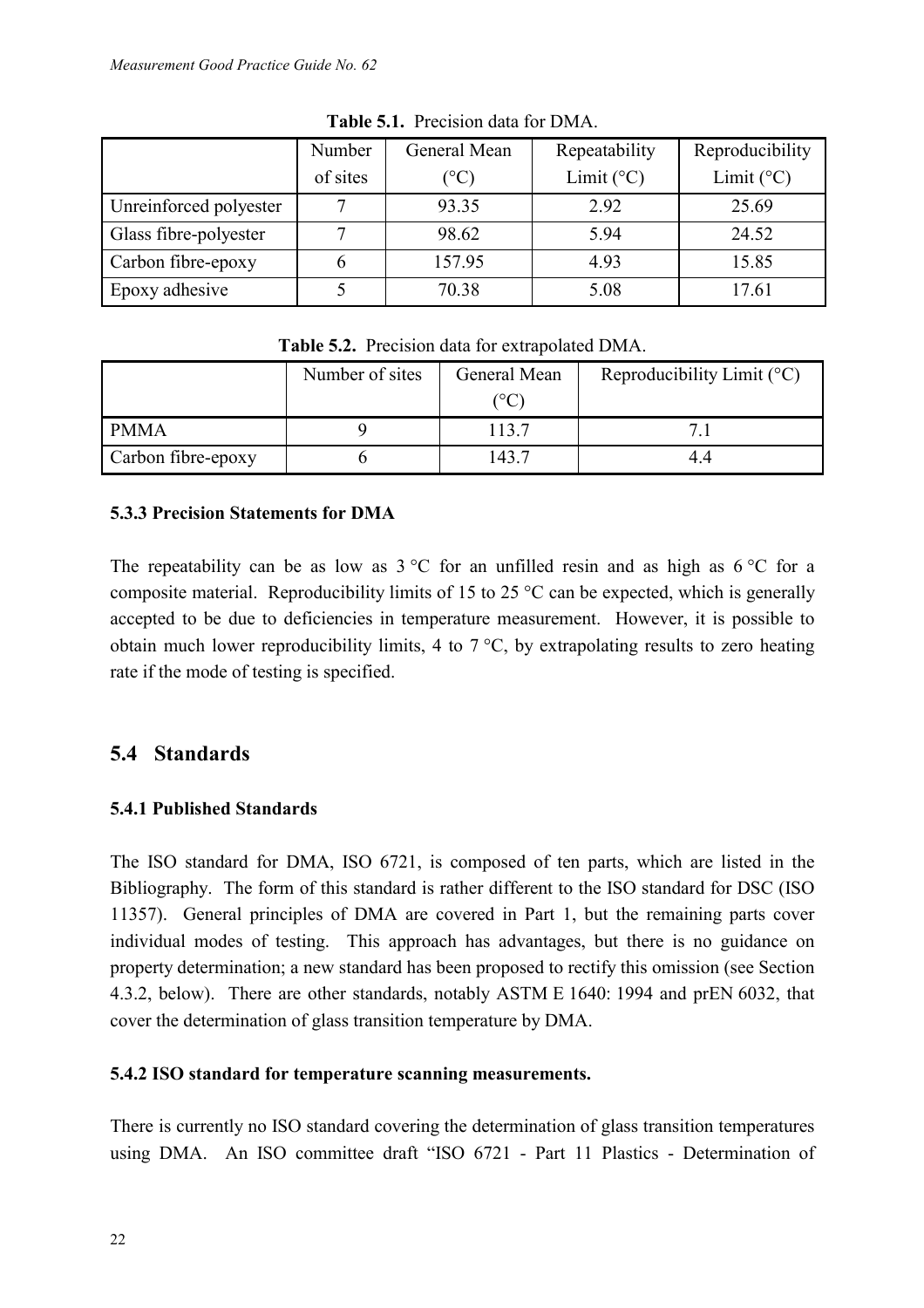**Table 5.1.** Precision data for DMA.

| | Number of sites | General Mean (°C) | Repeatability Limit (°C) | Reproducibility Limit (°C) |
|---|---|---|---|---|
| Unreinforced polyester | 7 | 93.35 | 2.92 | 25.69 |
| Glass fibre-polyester | 7 | 98.62 | 5.94 | 24.52 |
| Carbon fibre-epoxy | 6 | 157.95 | 4.93 | 15.85 |
| Epoxy adhesive | 5 | 70.38 | 5.08 | 17.61 |

**Table 5.2.** Precision data for extrapolated DMA.

| | Number of sites | General Mean (°C) | Reproducibility Limit (°C) |
|---|---|---|---|
| PMMA | 9 | 113.7 | 7.1 |
| Carbon fibre-epoxy | 6 | 143.7 | 4.4 |

### 5.3.3 Precision Statements for DMA

The repeatability can be as low as 3 °C for an unfilled resin and as high as 6 °C for a composite material. Reproducibility limits of 15 to 25 °C can be expected, which is generally accepted to be due to deficiencies in temperature measurement. However, it is possible to obtain much lower reproducibility limits, 4 to 7 °C, by extrapolating results to zero heating rate if the mode of testing is specified.

## 5.4 Standards

### 5.4.1 Published Standards

The ISO standard for DMA, ISO 6721, is composed of ten parts, which are listed in the Bibliography. The form of this standard is rather different to the ISO standard for DSC (ISO 11357). General principles of DMA are covered in Part 1, but the remaining parts cover individual modes of testing. This approach has advantages, but there is no guidance on property determination; a new standard has been proposed to rectify this omission (see Section 4.3.2, below). There are other standards, notably ASTM E 1640: 1994 and prEN 6032, that cover the determination of glass transition temperature by DMA.

### 5.4.2 ISO standard for temperature scanning measurements.

There is currently no ISO standard covering the determination of glass transition temperatures using DMA. An ISO committee draft "ISO 6721 - Part 11 Plastics - Determination of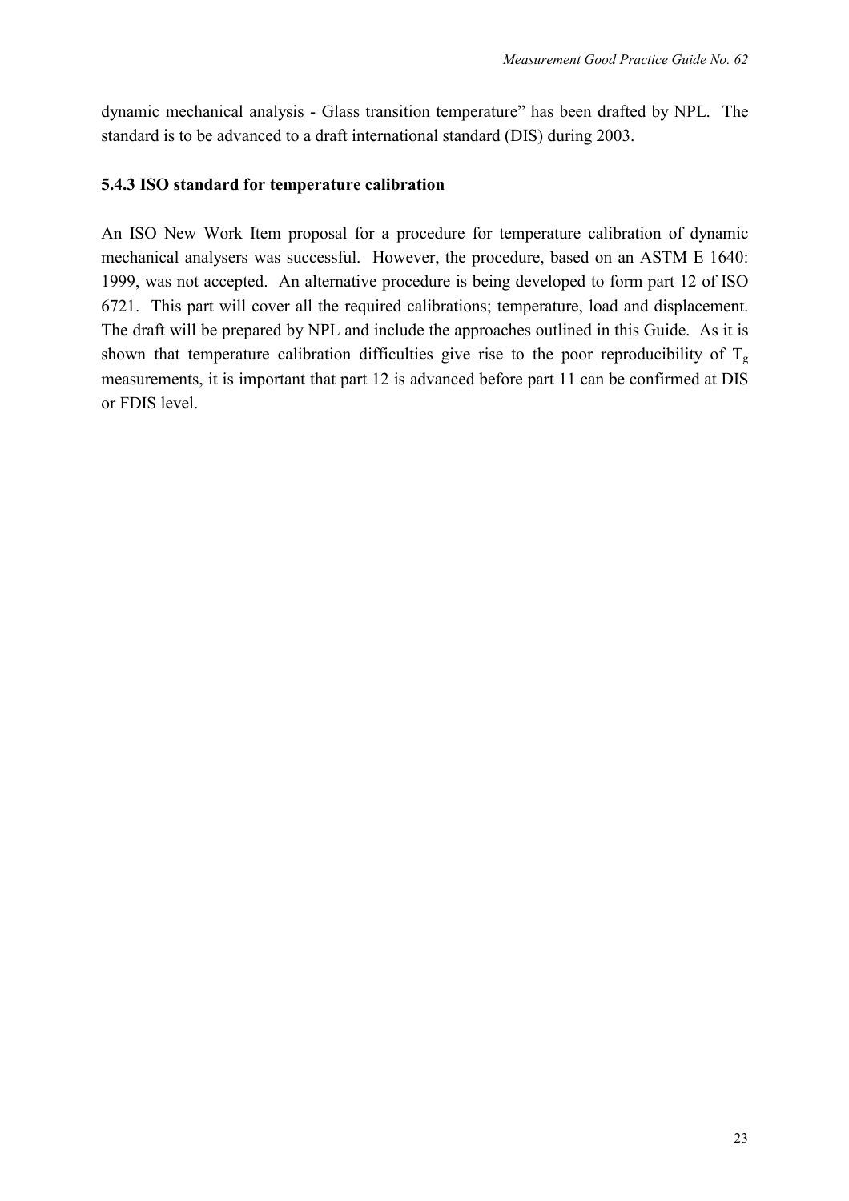dynamic mechanical analysis - Glass transition temperature" has been drafted by NPL. The standard is to be advanced to a draft international standard (DIS) during 2003.

### 5.4.3 ISO standard for temperature calibration

An ISO New Work Item proposal for a procedure for temperature calibration of dynamic mechanical analysers was successful. However, the procedure, based on an ASTM E 1640: 1999, was not accepted. An alternative procedure is being developed to form part 12 of ISO 6721. This part will cover all the required calibrations; temperature, load and displacement. The draft will be prepared by NPL and include the approaches outlined in this Guide. As it is shown that temperature calibration difficulties give rise to the poor reproducibility of $T_g$ measurements, it is important that part 12 is advanced before part 11 can be confirmed at DIS or FDIS level.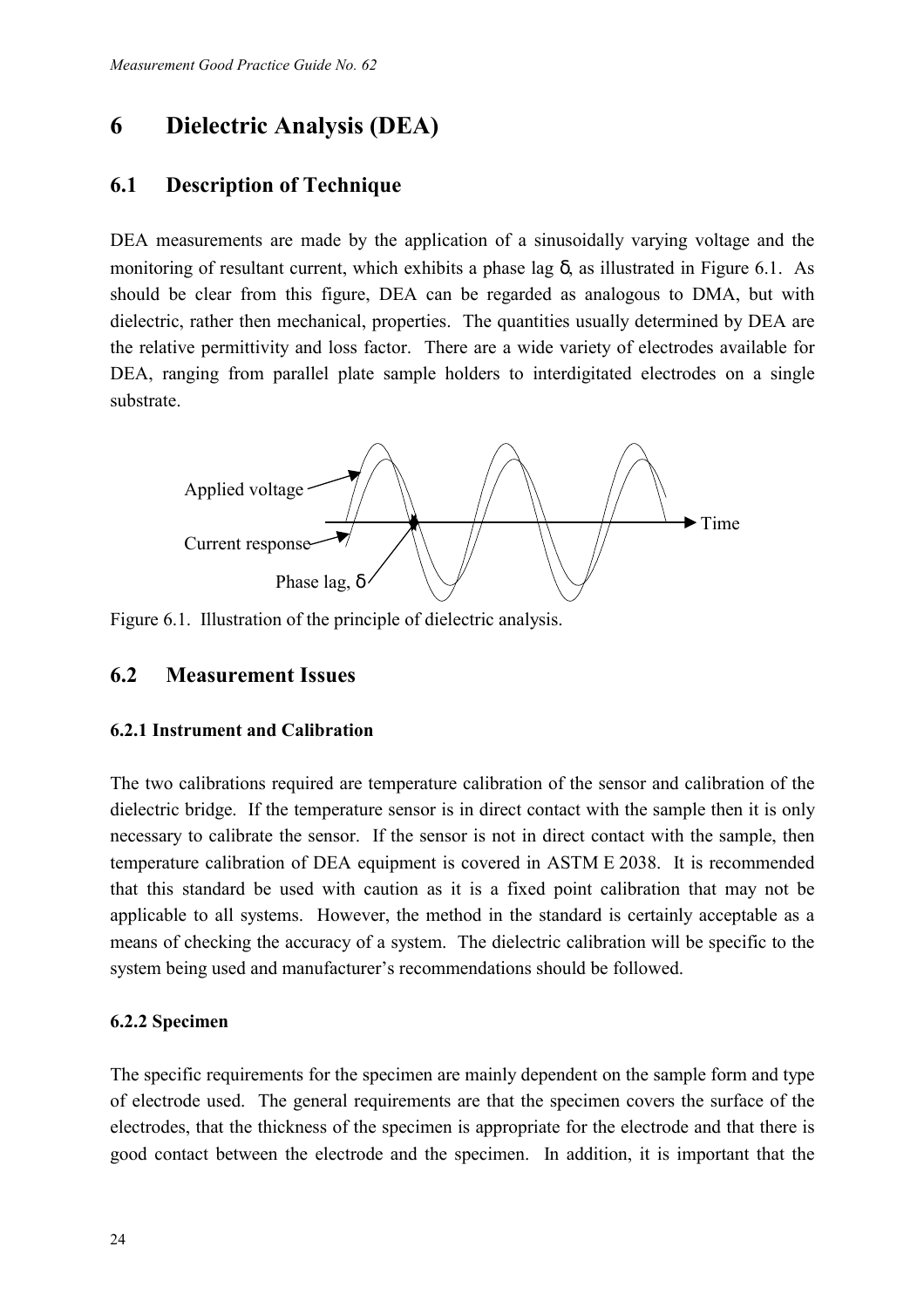# 6 Dielectric Analysis (DEA)

## 6.1 Description of Technique

DEA measurements are made by the application of a sinusoidally varying voltage and the monitoring of resultant current, which exhibits a phase lag $\delta$, as illustrated in Figure 6.1. As should be clear from this figure, DEA can be regarded as analogous to DMA, but with dielectric, rather then mechanical, properties. The quantities usually determined by DEA are the relative permittivity and loss factor. There are a wide variety of electrodes available for DEA, ranging from parallel plate sample holders to interdigitated electrodes on a single substrate.

Applied voltage

Current response

Phase lag, $\delta$

Time

Figure 6.1. Illustration of the principle of dielectric analysis.

## 6.2 Measurement Issues

### 6.2.1 Instrument and Calibration

The two calibrations required are temperature calibration of the sensor and calibration of the dielectric bridge. If the temperature sensor is in direct contact with the sample then it is only necessary to calibrate the sensor. If the sensor is not in direct contact with the sample, then temperature calibration of DEA equipment is covered in ASTM E 2038. It is recommended that this standard be used with caution as it is a fixed point calibration that may not be applicable to all systems. However, the method in the standard is certainly acceptable as a means of checking the accuracy of a system. The dielectric calibration will be specific to the system being used and manufacturer's recommendations should be followed.

### 6.2.2 Specimen

The specific requirements for the specimen are mainly dependent on the sample form and type of electrode used. The general requirements are that the specimen covers the surface of the electrodes, that the thickness of the specimen is appropriate for the electrode and that there is good contact between the electrode and the specimen. In addition, it is important that the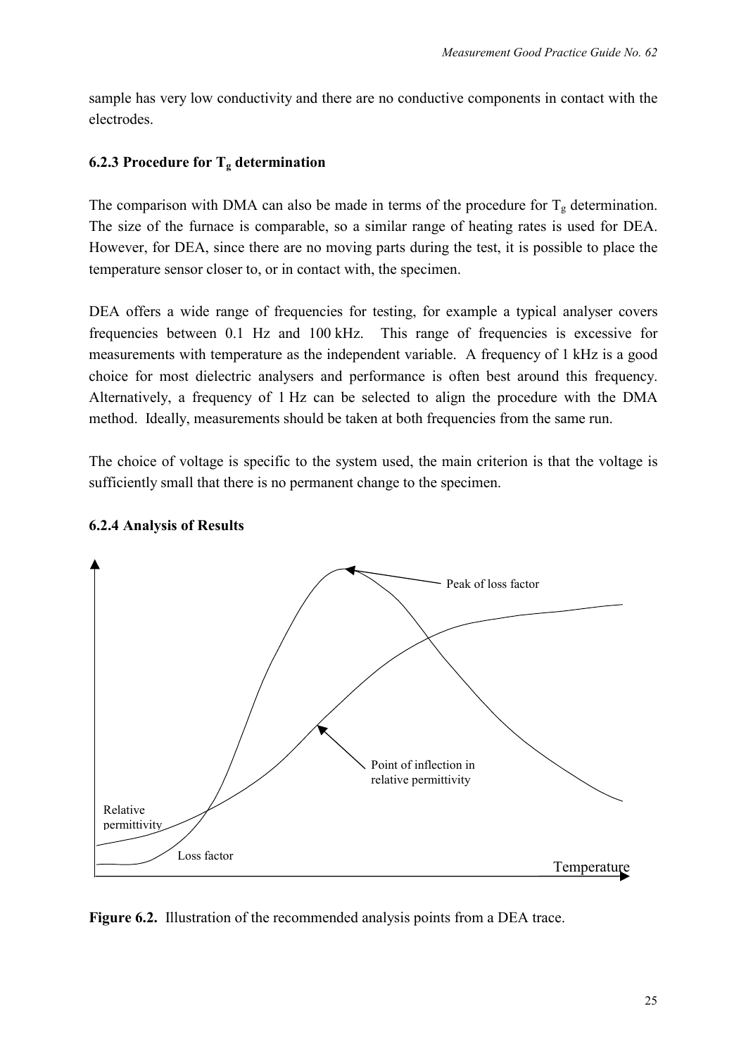sample has very low conductivity and there are no conductive components in contact with the electrodes.

### 6.2.3 Procedure for $T_g$ determination

The comparison with DMA can also be made in terms of the procedure for $T_g$ determination. The size of the furnace is comparable, so a similar range of heating rates is used for DEA. However, for DEA, since there are no moving parts during the test, it is possible to place the temperature sensor closer to, or in contact with, the specimen.

DEA offers a wide range of frequencies for testing, for example a typical analyser covers frequencies between 0.1 Hz and 100 kHz. This range of frequencies is excessive for measurements with temperature as the independent variable. A frequency of 1 kHz is a good choice for most dielectric analysers and performance is often best around this frequency. Alternatively, a frequency of 1 Hz can be selected to align the procedure with the DMA method. Ideally, measurements should be taken at both frequencies from the same run.

The choice of voltage is specific to the system used, the main criterion is that the voltage is sufficiently small that there is no permanent change to the specimen.

### 6.2.4 Analysis of Results

Peak of loss factor

Point of inflection in relative permittivity

Relative permittivity

Loss factor

Temperature

**Figure 6.2.** Illustration of the recommended analysis points from a DEA trace.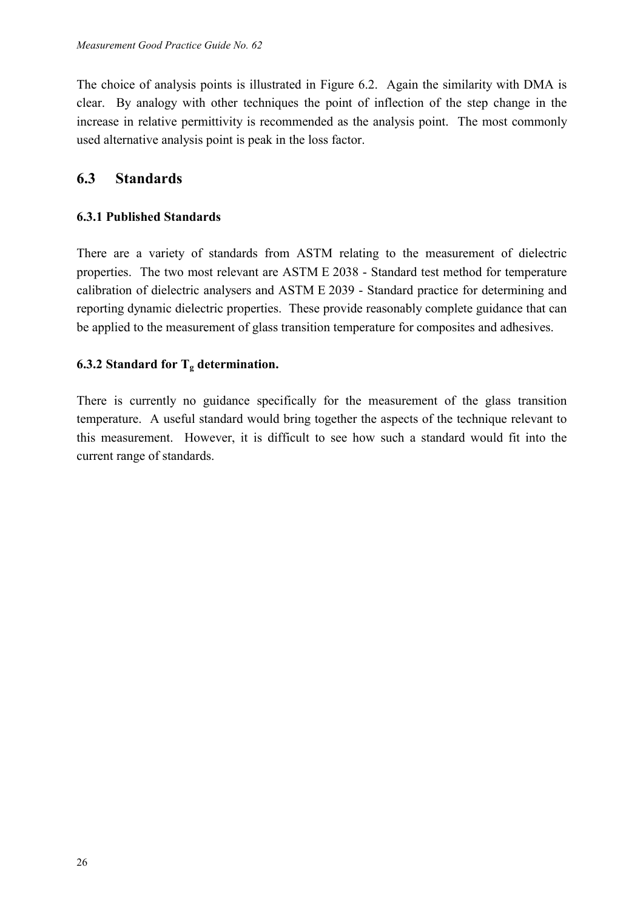The choice of analysis points is illustrated in Figure 6.2. Again the similarity with DMA is clear. By analogy with other techniques the point of inflection of the step change in the increase in relative permittivity is recommended as the analysis point. The most commonly used alternative analysis point is peak in the loss factor.

## 6.3 Standards

### 6.3.1 Published Standards

There are a variety of standards from ASTM relating to the measurement of dielectric properties. The two most relevant are ASTM E 2038 - Standard test method for temperature calibration of dielectric analysers and ASTM E 2039 - Standard practice for determining and reporting dynamic dielectric properties. These provide reasonably complete guidance that can be applied to the measurement of glass transition temperature for composites and adhesives.

### 6.3.2 Standard for $T_g$ determination.

There is currently no guidance specifically for the measurement of the glass transition temperature. A useful standard would bring together the aspects of the technique relevant to this measurement. However, it is difficult to see how such a standard would fit into the current range of standards.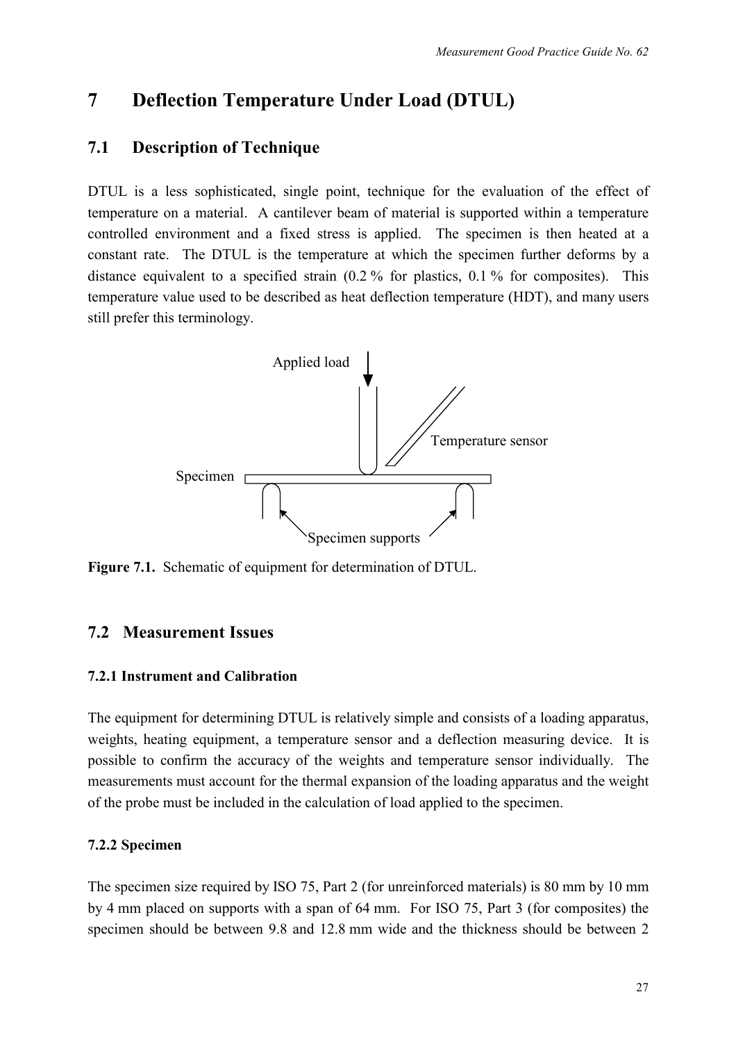# 7 Deflection Temperature Under Load (DTUL)

## 7.1 Description of Technique

DTUL is a less sophisticated, single point, technique for the evaluation of the effect of temperature on a material. A cantilever beam of material is supported within a temperature controlled environment and a fixed stress is applied. The specimen is then heated at a constant rate. The DTUL is the temperature at which the specimen further deforms by a distance equivalent to a specified strain (0.2 % for plastics, 0.1 % for composites). This temperature value used to be described as heat deflection temperature (HDT), and many users still prefer this terminology.

**Figure 7.1.** Schematic of equipment for determination of DTUL.

## 7.2 Measurement Issues

### 7.2.1 Instrument and Calibration

The equipment for determining DTUL is relatively simple and consists of a loading apparatus, weights, heating equipment, a temperature sensor and a deflection measuring device. It is possible to confirm the accuracy of the weights and temperature sensor individually. The measurements must account for the thermal expansion of the loading apparatus and the weight of the probe must be included in the calculation of load applied to the specimen.

### 7.2.2 Specimen

The specimen size required by ISO 75, Part 2 (for unreinforced materials) is 80 mm by 10 mm by 4 mm placed on supports with a span of 64 mm. For ISO 75, Part 3 (for composites) the specimen should be between 9.8 and 12.8 mm wide and the thickness should be between 2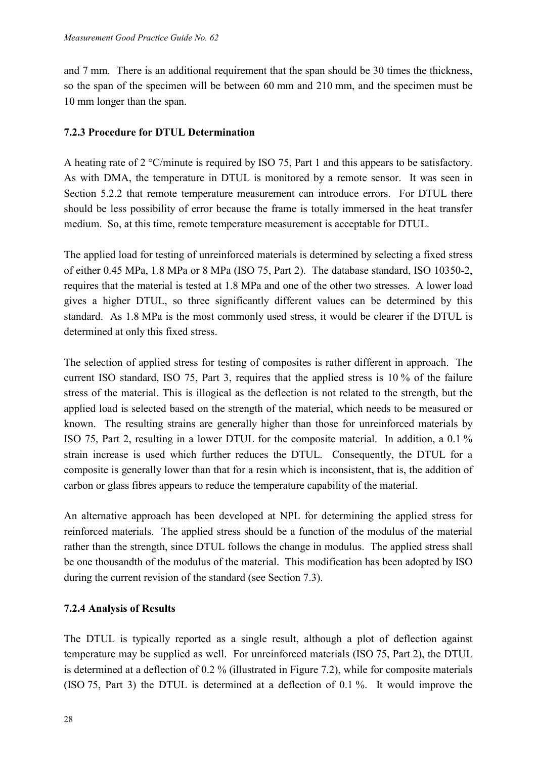and 7 mm. There is an additional requirement that the span should be 30 times the thickness, so the span of the specimen will be between 60 mm and 210 mm, and the specimen must be 10 mm longer than the span.

### 7.2.3 Procedure for DTUL Determination

A heating rate of 2 °C/minute is required by ISO 75, Part 1 and this appears to be satisfactory. As with DMA, the temperature in DTUL is monitored by a remote sensor. It was seen in Section 5.2.2 that remote temperature measurement can introduce errors. For DTUL there should be less possibility of error because the frame is totally immersed in the heat transfer medium. So, at this time, remote temperature measurement is acceptable for DTUL.

The applied load for testing of unreinforced materials is determined by selecting a fixed stress of either 0.45 MPa, 1.8 MPa or 8 MPa (ISO 75, Part 2). The database standard, ISO 10350-2, requires that the material is tested at 1.8 MPa and one of the other two stresses. A lower load gives a higher DTUL, so three significantly different values can be determined by this standard. As 1.8 MPa is the most commonly used stress, it would be clearer if the DTUL is determined at only this fixed stress.

The selection of applied stress for testing of composites is rather different in approach. The current ISO standard, ISO 75, Part 3, requires that the applied stress is 10 % of the failure stress of the material. This is illogical as the deflection is not related to the strength, but the applied load is selected based on the strength of the material, which needs to be measured or known. The resulting strains are generally higher than those for unreinforced materials by ISO 75, Part 2, resulting in a lower DTUL for the composite material. In addition, a 0.1 % strain increase is used which further reduces the DTUL. Consequently, the DTUL for a composite is generally lower than that for a resin which is inconsistent, that is, the addition of carbon or glass fibres appears to reduce the temperature capability of the material.

An alternative approach has been developed at NPL for determining the applied stress for reinforced materials. The applied stress should be a function of the modulus of the material rather than the strength, since DTUL follows the change in modulus. The applied stress shall be one thousandth of the modulus of the material. This modification has been adopted by ISO during the current revision of the standard (see Section 7.3).

### 7.2.4 Analysis of Results

The DTUL is typically reported as a single result, although a plot of deflection against temperature may be supplied as well. For unreinforced materials (ISO 75, Part 2), the DTUL is determined at a deflection of 0.2 % (illustrated in Figure 7.2), while for composite materials (ISO 75, Part 3) the DTUL is determined at a deflection of 0.1 %. It would improve the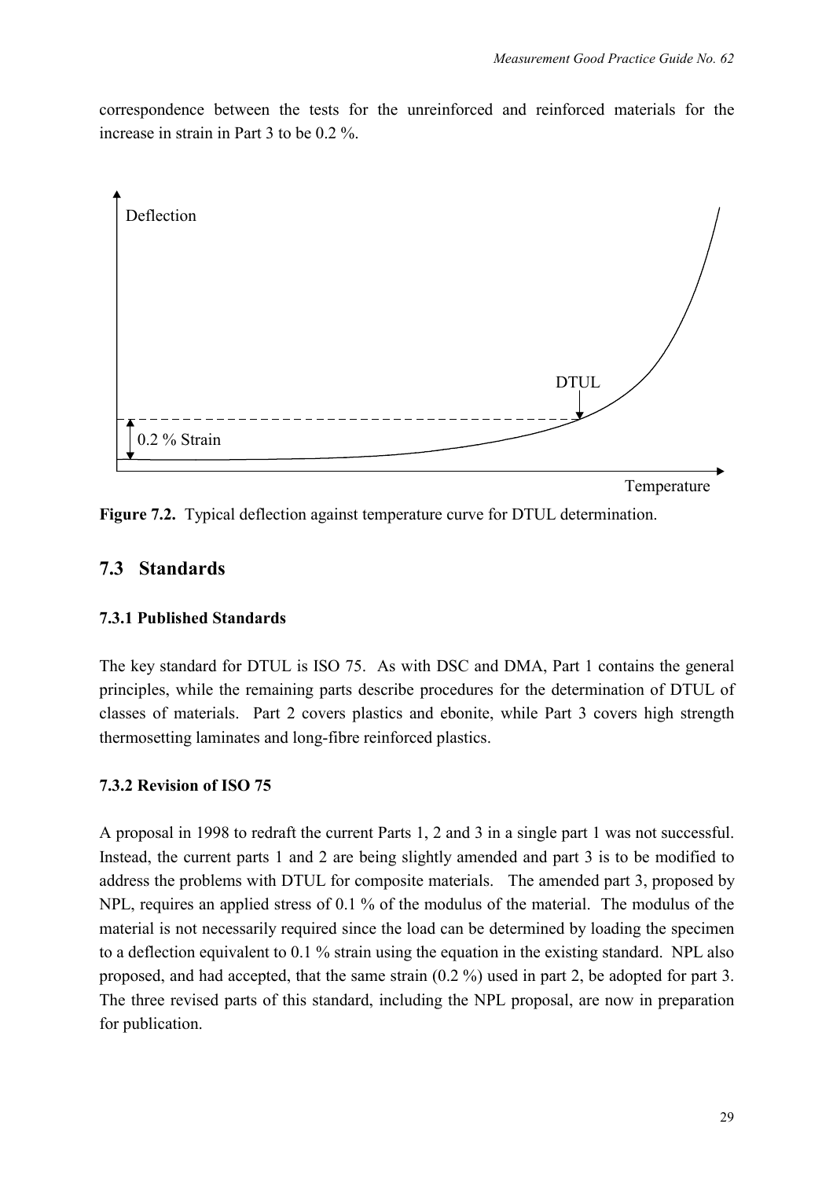correspondence between the tests for the unreinforced and reinforced materials for the increase in strain in Part 3 to be 0.2 %.

**Figure 7.2.** Typical deflection against temperature curve for DTUL determination.

## 7.3 Standards

### 7.3.1 Published Standards

The key standard for DTUL is ISO 75. As with DSC and DMA, Part 1 contains the general principles, while the remaining parts describe procedures for the determination of DTUL of classes of materials. Part 2 covers plastics and ebonite, while Part 3 covers high strength thermosetting laminates and long-fibre reinforced plastics.

### 7.3.2 Revision of ISO 75

A proposal in 1998 to redraft the current Parts 1, 2 and 3 in a single part 1 was not successful. Instead, the current parts 1 and 2 are being slightly amended and part 3 is to be modified to address the problems with DTUL for composite materials. The amended part 3, proposed by NPL, requires an applied stress of 0.1 % of the modulus of the material. The modulus of the material is not necessarily required since the load can be determined by loading the specimen to a deflection equivalent to 0.1 % strain using the equation in the existing standard. NPL also proposed, and had accepted, that the same strain (0.2 %) used in part 2, be adopted for part 3. The three revised parts of this standard, including the NPL proposal, are now in preparation for publication.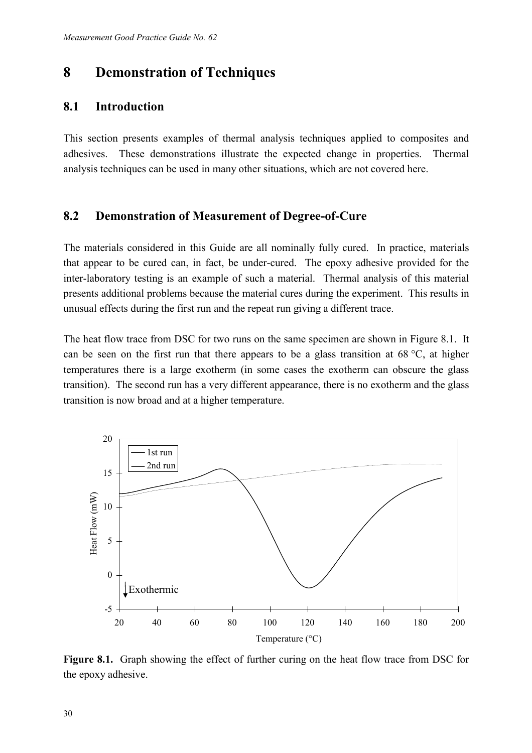# 8 Demonstration of Techniques

## 8.1 Introduction

This section presents examples of thermal analysis techniques applied to composites and adhesives. These demonstrations illustrate the expected change in properties. Thermal analysis techniques can be used in many other situations, which are not covered here.

## 8.2 Demonstration of Measurement of Degree-of-Cure

The materials considered in this Guide are all nominally fully cured. In practice, materials that appear to be cured can, in fact, be under-cured. The epoxy adhesive provided for the inter-laboratory testing is an example of such a material. Thermal analysis of this material presents additional problems because the material cures during the experiment. This results in unusual effects during the first run and the repeat run giving a different trace.

The heat flow trace from DSC for two runs on the same specimen are shown in Figure 8.1. It can be seen on the first run that there appears to be a glass transition at 68 °C, at higher temperatures there is a large exotherm (in some cases the exotherm can obscure the glass transition). The second run has a very different appearance, there is no exotherm and the glass transition is now broad and at a higher temperature.

**Figure 8.1.** Graph showing the effect of further curing on the heat flow trace from DSC for the epoxy adhesive.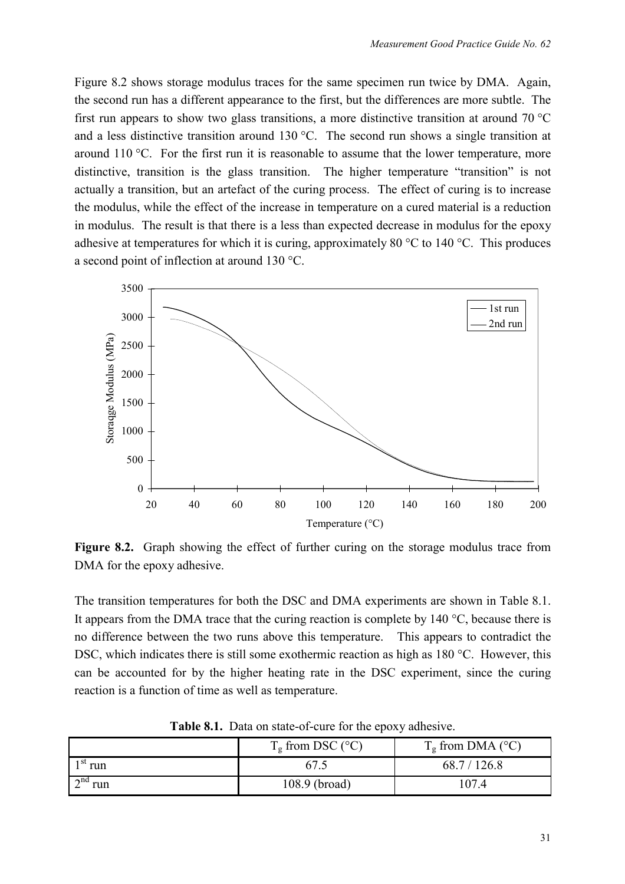Figure 8.2 shows storage modulus traces for the same specimen run twice by DMA. Again, the second run has a different appearance to the first, but the differences are more subtle. The first run appears to show two glass transitions, a more distinctive transition at around 70 °C and a less distinctive transition around 130 °C. The second run shows a single transition at around 110 °C. For the first run it is reasonable to assume that the lower temperature, more distinctive, transition is the glass transition. The higher temperature "transition" is not actually a transition, but an artefact of the curing process. The effect of curing is to increase the modulus, while the effect of the increase in temperature on a cured material is a reduction in modulus. The result is that there is a less than expected decrease in modulus for the epoxy adhesive at temperatures for which it is curing, approximately 80 °C to 140 °C. This produces a second point of inflection at around 130 °C.

**Figure 8.2.** Graph showing the effect of further curing on the storage modulus trace from DMA for the epoxy adhesive.

The transition temperatures for both the DSC and DMA experiments are shown in Table 8.1. It appears from the DMA trace that the curing reaction is complete by 140 °C, because there is no difference between the two runs above this temperature. This appears to contradict the DSC, which indicates there is still some exothermic reaction as high as 180 °C. However, this can be accounted for by the higher heating rate in the DSC experiment, since the curing reaction is a function of time as well as temperature.

**Table 8.1.** Data on state-of-cure for the epoxy adhesive.

| | $T_g$ from DSC (°C) | $T_g$ from DMA (°C) |
|---|---|---|
| 1st run | 67.5 | 68.7 / 126.8 |
| 2nd run | 108.9 (broad) | 107.4 |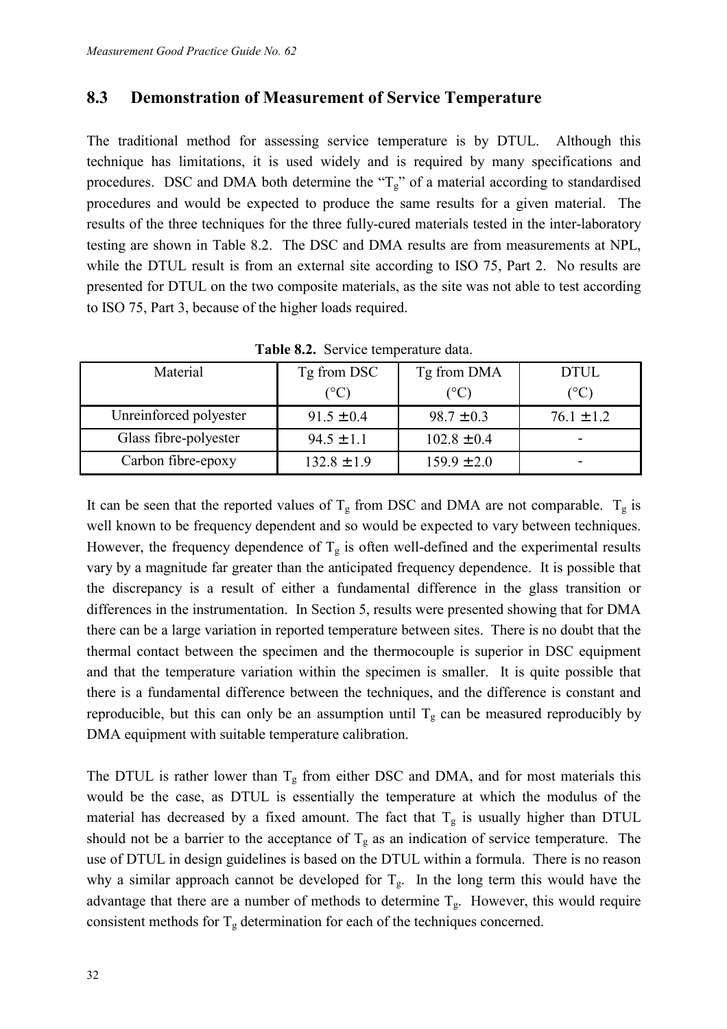## 8.3 Demonstration of Measurement of Service Temperature

The traditional method for assessing service temperature is by DTUL. Although this technique has limitations, it is used widely and is required by many specifications and procedures. DSC and DMA both determine the "$T_g$" of a material according to standardised procedures and would be expected to produce the same results for a given material. The results of the three techniques for the three fully-cured materials tested in the inter-laboratory testing are shown in Table 8.2. The DSC and DMA results are from measurements at NPL, while the DTUL result is from an external site according to ISO 75, Part 2. No results are presented for DTUL on the two composite materials, as the site was not able to test according to ISO 75, Part 3, because of the higher loads required.

**Table 8.2.** Service temperature data.

| Material | Tg from DSC (°C) | Tg from DMA (°C) | DTUL (°C) |
|---|---|---|---|
| Unreinforced polyester | 91.5 ± 0.4 | 98.7 ± 0.3 | 76.1 ± 1.2 |
| Glass fibre-polyester | 94.5 ± 1.1 | 102.8 ± 0.4 | - |
| Carbon fibre-epoxy | 132.8 ± 1.9 | 159.9 ± 2.0 | - |

It can be seen that the reported values of $T_g$ from DSC and DMA are not comparable. $T_g$ is well known to be frequency dependent and so would be expected to vary between techniques. However, the frequency dependence of $T_g$ is often well-defined and the experimental results vary by a magnitude far greater than the anticipated frequency dependence. It is possible that the discrepancy is a result of either a fundamental difference in the glass transition or differences in the instrumentation. In Section 5, results were presented showing that for DMA there can be a large variation in reported temperature between sites. There is no doubt that the thermal contact between the specimen and the thermocouple is superior in DSC equipment and that the temperature variation within the specimen is smaller. It is quite possible that there is a fundamental difference between the techniques, and the difference is constant and reproducible, but this can only be an assumption until $T_g$ can be measured reproducibly by DMA equipment with suitable temperature calibration.

The DTUL is rather lower than $T_g$ from either DSC and DMA, and for most materials this would be the case, as DTUL is essentially the temperature at which the modulus of the material has decreased by a fixed amount. The fact that $T_g$ is usually higher than DTUL should not be a barrier to the acceptance of $T_g$ as an indication of service temperature. The use of DTUL in design guidelines is based on the DTUL within a formula. There is no reason why a similar approach cannot be developed for $T_g$. In the long term this would have the advantage that there are a number of methods to determine $T_g$. However, this would require consistent methods for $T_g$ determination for each of the techniques concerned.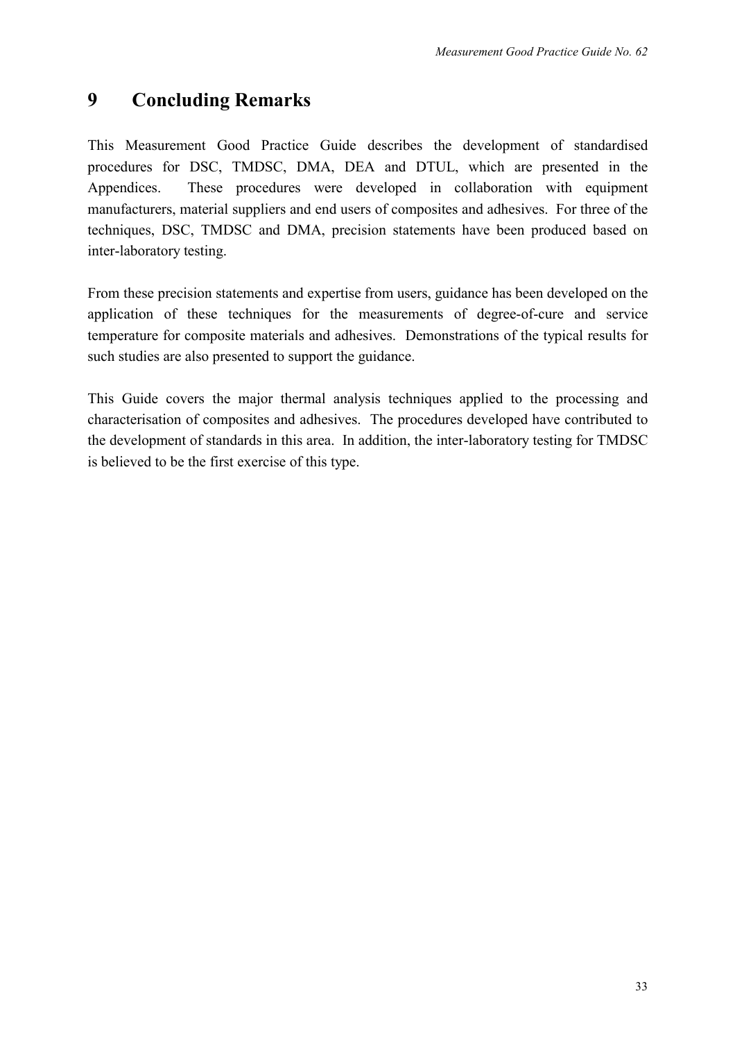# 9 Concluding Remarks

This Measurement Good Practice Guide describes the development of standardised procedures for DSC, TMDSC, DMA, DEA and DTUL, which are presented in the Appendices. These procedures were developed in collaboration with equipment manufacturers, material suppliers and end users of composites and adhesives. For three of the techniques, DSC, TMDSC and DMA, precision statements have been produced based on inter-laboratory testing.

From these precision statements and expertise from users, guidance has been developed on the application of these techniques for the measurements of degree-of-cure and service temperature for composite materials and adhesives. Demonstrations of the typical results for such studies are also presented to support the guidance.

This Guide covers the major thermal analysis techniques applied to the processing and characterisation of composites and adhesives. The procedures developed have contributed to the development of standards in this area. In addition, the inter-laboratory testing for TMDSC is believed to be the first exercise of this type.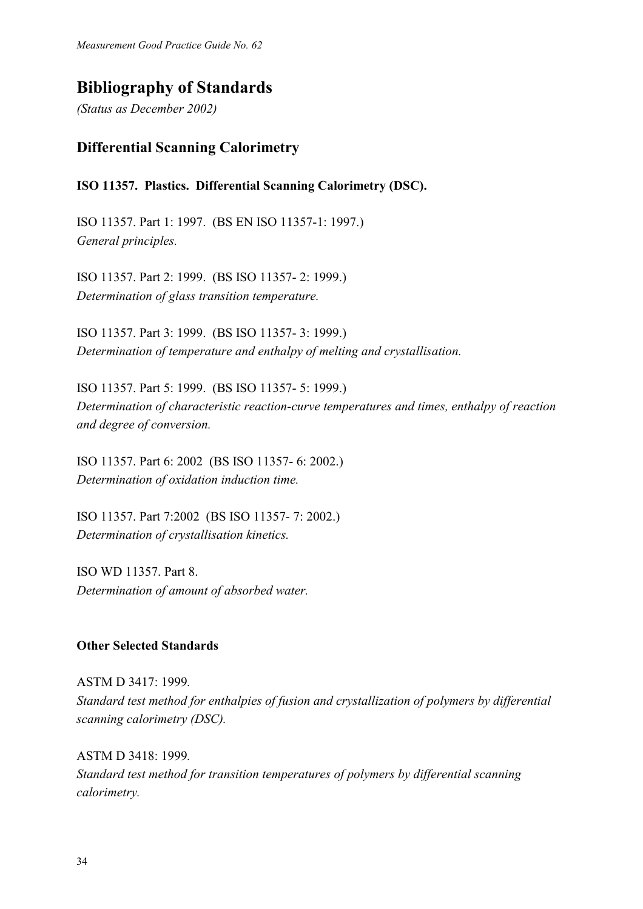# Bibliography of Standards

*(Status as December 2002)*

## Differential Scanning Calorimetry

**ISO 11357. Plastics. Differential Scanning Calorimetry (DSC).**

ISO 11357. Part 1: 1997. (BS EN ISO 11357-1: 1997.)
*General principles.*

ISO 11357. Part 2: 1999. (BS ISO 11357- 2: 1999.)
*Determination of glass transition temperature.*

ISO 11357. Part 3: 1999. (BS ISO 11357- 3: 1999.)
*Determination of temperature and enthalpy of melting and crystallisation.*

ISO 11357. Part 5: 1999. (BS ISO 11357- 5: 1999.)
*Determination of characteristic reaction-curve temperatures and times, enthalpy of reaction and degree of conversion.*

ISO 11357. Part 6: 2002 (BS ISO 11357- 6: 2002.)
*Determination of oxidation induction time.*

ISO 11357. Part 7:2002 (BS ISO 11357- 7: 2002.)
*Determination of crystallisation kinetics.*

ISO WD 11357. Part 8.
*Determination of amount of absorbed water.*

**Other Selected Standards**

ASTM D 3417: 1999.
*Standard test method for enthalpies of fusion and crystallization of polymers by differential scanning calorimetry (DSC).*

ASTM D 3418: 1999.
*Standard test method for transition temperatures of polymers by differential scanning calorimetry.*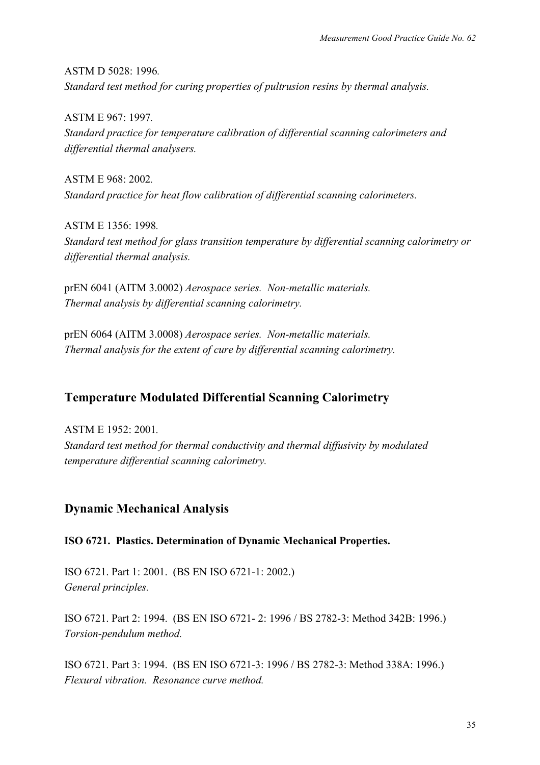ASTM D 5028: 1996.
*Standard test method for curing properties of pultrusion resins by thermal analysis.*

ASTM E 967: 1997.
*Standard practice for temperature calibration of differential scanning calorimeters and differential thermal analysers.*

ASTM E 968: 2002.
*Standard practice for heat flow calibration of differential scanning calorimeters.*

ASTM E 1356: 1998.
*Standard test method for glass transition temperature by differential scanning calorimetry or differential thermal analysis.*

prEN 6041 (AITM 3.0002) *Aerospace series. Non-metallic materials. Thermal analysis by differential scanning calorimetry.*

prEN 6064 (AITM 3.0008) *Aerospace series. Non-metallic materials. Thermal analysis for the extent of cure by differential scanning calorimetry.*

## Temperature Modulated Differential Scanning Calorimetry

ASTM E 1952: 2001.
*Standard test method for thermal conductivity and thermal diffusivity by modulated temperature differential scanning calorimetry.*

## Dynamic Mechanical Analysis

**ISO 6721. Plastics. Determination of Dynamic Mechanical Properties.**

ISO 6721. Part 1: 2001. (BS EN ISO 6721-1: 2002.)
*General principles.*

ISO 6721. Part 2: 1994. (BS EN ISO 6721- 2: 1996 / BS 2782-3: Method 342B: 1996.)
*Torsion-pendulum method.*

ISO 6721. Part 3: 1994. (BS EN ISO 6721-3: 1996 / BS 2782-3: Method 338A: 1996.)
*Flexural vibration. Resonance curve method.*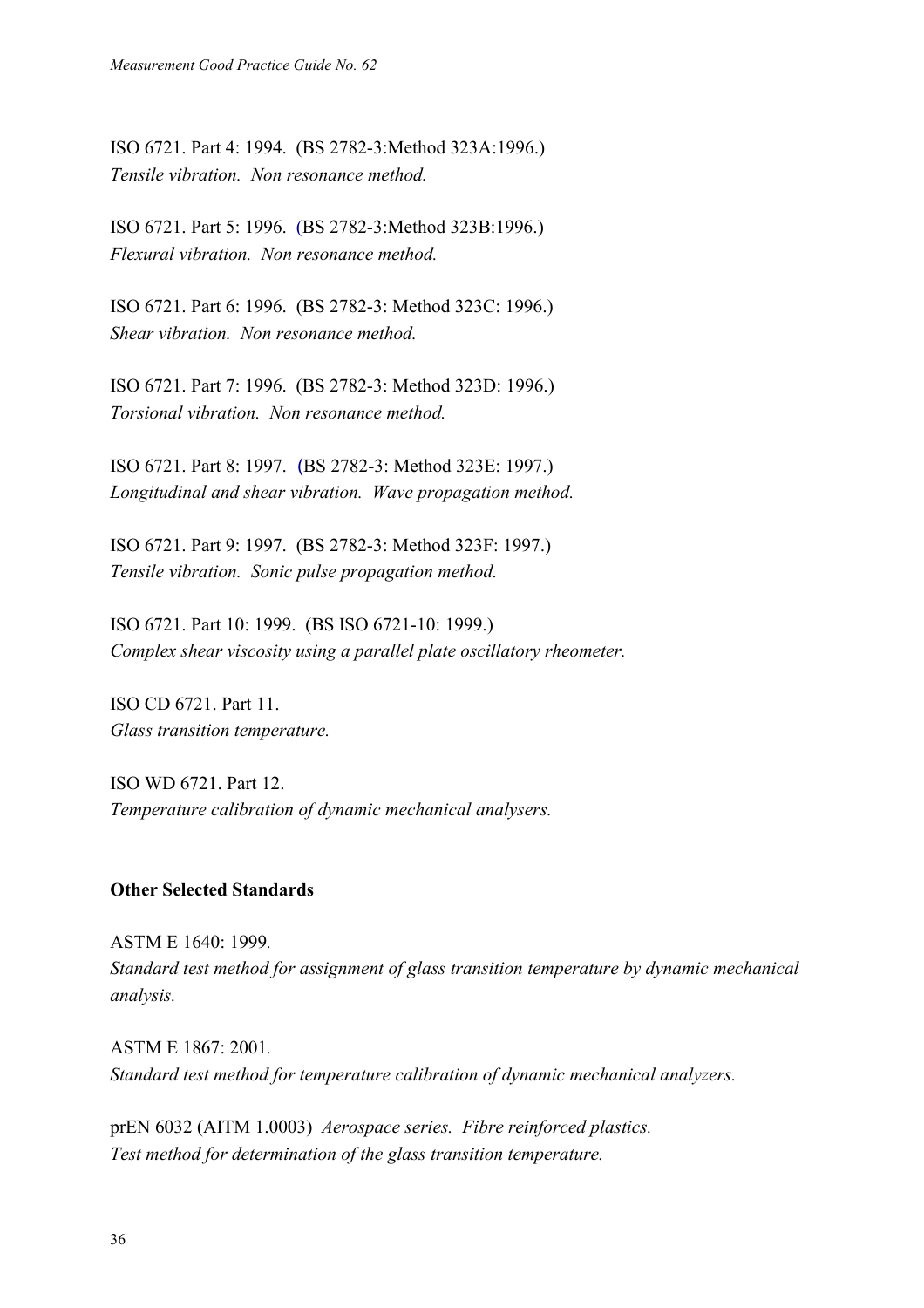ISO 6721. Part 4: 1994. (BS 2782-3:Method 323A:1996.)  
*Tensile vibration. Non resonance method.*

ISO 6721. Part 5: 1996. (BS 2782-3:Method 323B:1996.)  
*Flexural vibration. Non resonance method.*

ISO 6721. Part 6: 1996. (BS 2782-3: Method 323C: 1996.)  
*Shear vibration. Non resonance method.*

ISO 6721. Part 7: 1996. (BS 2782-3: Method 323D: 1996.)  
*Torsional vibration. Non resonance method.*

ISO 6721. Part 8: 1997. (BS 2782-3: Method 323E: 1997.)  
*Longitudinal and shear vibration. Wave propagation method.*

ISO 6721. Part 9: 1997. (BS 2782-3: Method 323F: 1997.)  
*Tensile vibration. Sonic pulse propagation method.*

ISO 6721. Part 10: 1999. (BS ISO 6721-10: 1999.)  
*Complex shear viscosity using a parallel plate oscillatory rheometer.*

ISO CD 6721. Part 11.  
*Glass transition temperature.*

ISO WD 6721. Part 12.  
*Temperature calibration of dynamic mechanical analysers.*

**Other Selected Standards**

ASTM E 1640: 1999.  
*Standard test method for assignment of glass transition temperature by dynamic mechanical analysis.*

ASTM E 1867: 2001.  
*Standard test method for temperature calibration of dynamic mechanical analyzers.*

prEN 6032 (AITM 1.0003) *Aerospace series. Fibre reinforced plastics. Test method for determination of the glass transition temperature.*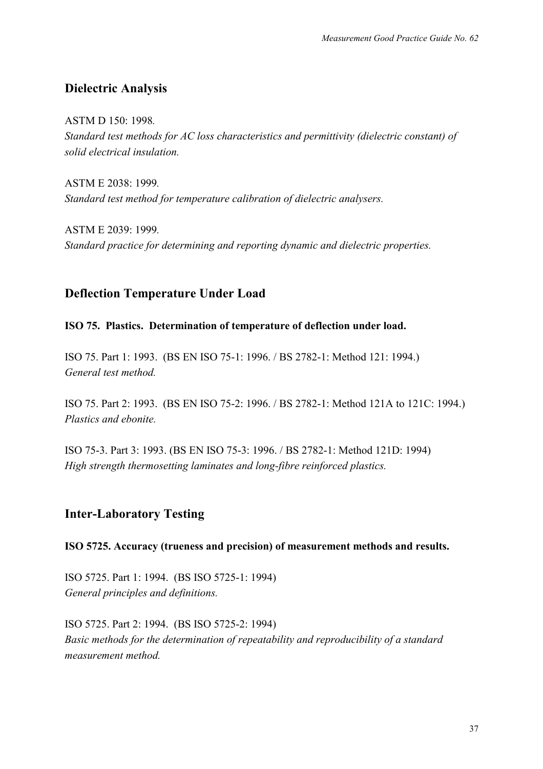## Dielectric Analysis

ASTM D 150: 1998.
*Standard test methods for AC loss characteristics and permittivity (dielectric constant) of solid electrical insulation.*

ASTM E 2038: 1999.
*Standard test method for temperature calibration of dielectric analysers.*

ASTM E 2039: 1999.
*Standard practice for determining and reporting dynamic and dielectric properties.*

## Deflection Temperature Under Load

**ISO 75. Plastics. Determination of temperature of deflection under load.**

ISO 75. Part 1: 1993. (BS EN ISO 75-1: 1996. / BS 2782-1: Method 121: 1994.)
*General test method.*

ISO 75. Part 2: 1993. (BS EN ISO 75-2: 1996. / BS 2782-1: Method 121A to 121C: 1994.)
*Plastics and ebonite.*

ISO 75-3. Part 3: 1993. (BS EN ISO 75-3: 1996. / BS 2782-1: Method 121D: 1994)
*High strength thermosetting laminates and long-fibre reinforced plastics.*

## Inter-Laboratory Testing

**ISO 5725. Accuracy (trueness and precision) of measurement methods and results.**

ISO 5725. Part 1: 1994. (BS ISO 5725-1: 1994)
*General principles and definitions.*

ISO 5725. Part 2: 1994. (BS ISO 5725-2: 1994)
*Basic methods for the determination of repeatability and reproducibility of a standard measurement method.*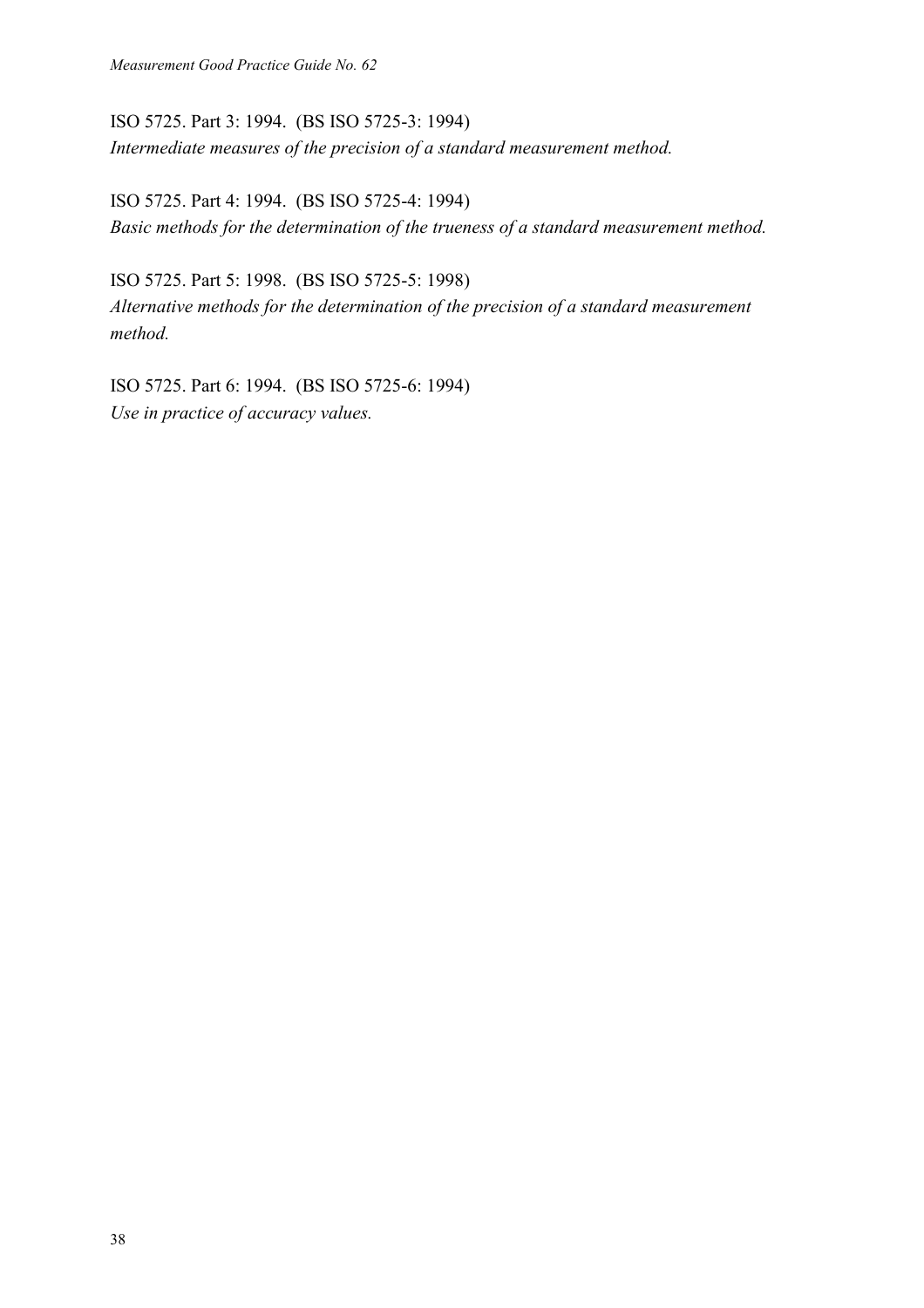ISO 5725. Part 3: 1994. (BS ISO 5725-3: 1994)
*Intermediate measures of the precision of a standard measurement method.*

ISO 5725. Part 4: 1994. (BS ISO 5725-4: 1994)
*Basic methods for the determination of the trueness of a standard measurement method.*

ISO 5725. Part 5: 1998. (BS ISO 5725-5: 1998)
*Alternative methods for the determination of the precision of a standard measurement method.*

ISO 5725. Part 6: 1994. (BS ISO 5725-6: 1994)
*Use in practice of accuracy values.*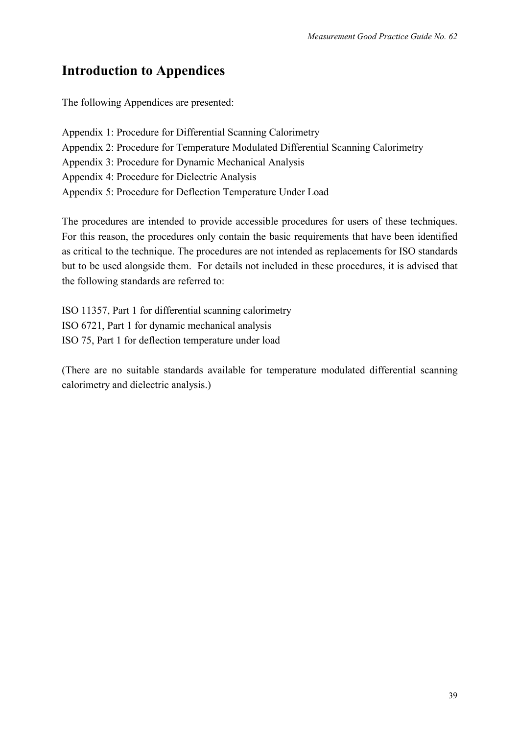# Introduction to Appendices

The following Appendices are presented:

Appendix 1: Procedure for Differential Scanning Calorimetry
Appendix 2: Procedure for Temperature Modulated Differential Scanning Calorimetry
Appendix 3: Procedure for Dynamic Mechanical Analysis
Appendix 4: Procedure for Dielectric Analysis
Appendix 5: Procedure for Deflection Temperature Under Load

The procedures are intended to provide accessible procedures for users of these techniques. For this reason, the procedures only contain the basic requirements that have been identified as critical to the technique. The procedures are not intended as replacements for ISO standards but to be used alongside them. For details not included in these procedures, it is advised that the following standards are referred to:

ISO 11357, Part 1 for differential scanning calorimetry
ISO 6721, Part 1 for dynamic mechanical analysis
ISO 75, Part 1 for deflection temperature under load

(There are no suitable standards available for temperature modulated differential scanning calorimetry and dielectric analysis.)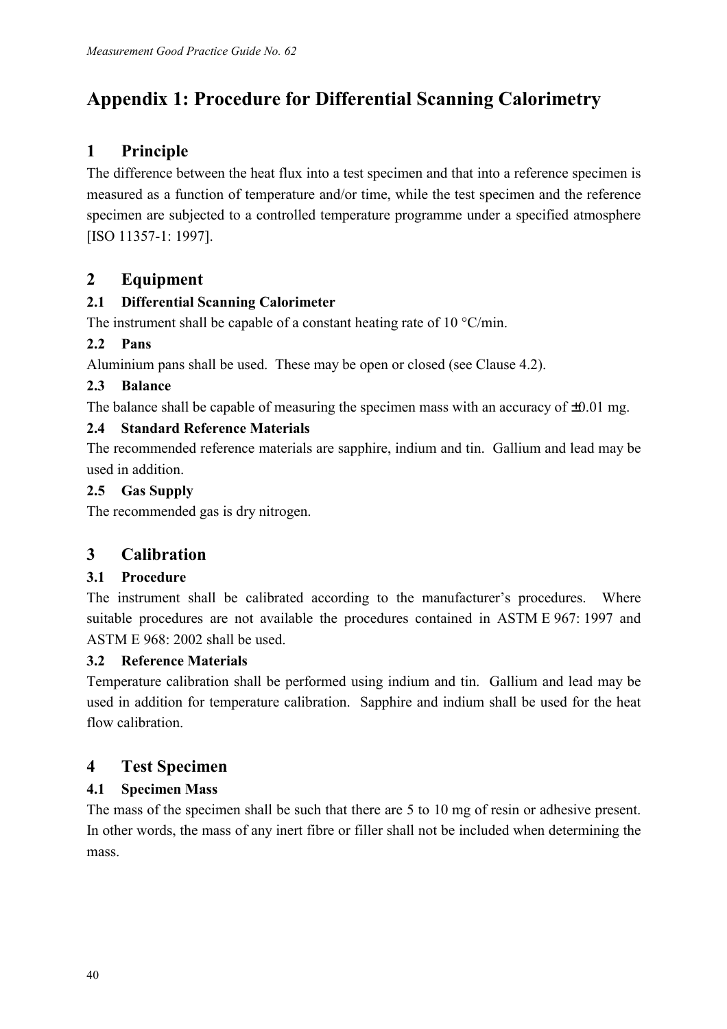# Appendix 1: Procedure for Differential Scanning Calorimetry

## 1 Principle

The difference between the heat flux into a test specimen and that into a reference specimen is measured as a function of temperature and/or time, while the test specimen and the reference specimen are subjected to a controlled temperature programme under a specified atmosphere [ISO 11357-1: 1997].

## 2 Equipment

### 2.1 Differential Scanning Calorimeter

The instrument shall be capable of a constant heating rate of 10 °C/min.

### 2.2 Pans

Aluminium pans shall be used. These may be open or closed (see Clause 4.2).

### 2.3 Balance

The balance shall be capable of measuring the specimen mass with an accuracy of ±0.01 mg.

### 2.4 Standard Reference Materials

The recommended reference materials are sapphire, indium and tin. Gallium and lead may be used in addition.

### 2.5 Gas Supply

The recommended gas is dry nitrogen.

## 3 Calibration

### 3.1 Procedure

The instrument shall be calibrated according to the manufacturer's procedures. Where suitable procedures are not available the procedures contained in ASTM E 967: 1997 and ASTM E 968: 2002 shall be used.

### 3.2 Reference Materials

Temperature calibration shall be performed using indium and tin. Gallium and lead may be used in addition for temperature calibration. Sapphire and indium shall be used for the heat flow calibration.

## 4 Test Specimen

### 4.1 Specimen Mass

The mass of the specimen shall be such that there are 5 to 10 mg of resin or adhesive present. In other words, the mass of any inert fibre or filler shall not be included when determining the mass.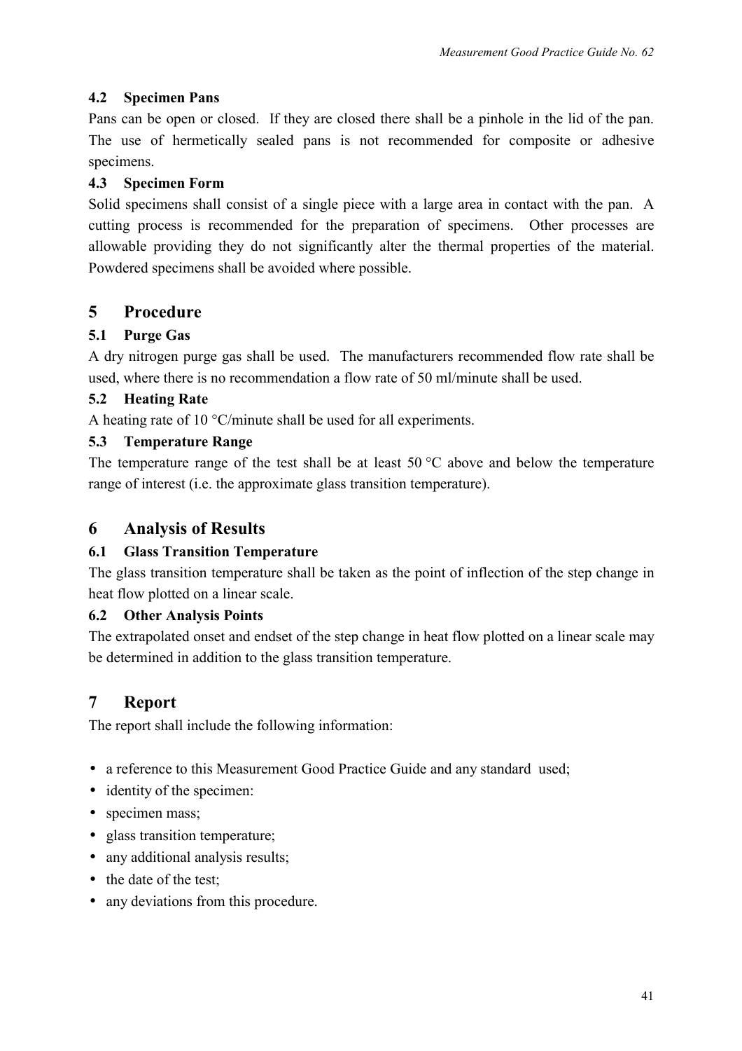### 4.2 Specimen Pans

Pans can be open or closed. If they are closed there shall be a pinhole in the lid of the pan. The use of hermetically sealed pans is not recommended for composite or adhesive specimens.

### 4.3 Specimen Form

Solid specimens shall consist of a single piece with a large area in contact with the pan. A cutting process is recommended for the preparation of specimens. Other processes are allowable providing they do not significantly alter the thermal properties of the material. Powdered specimens shall be avoided where possible.

## 5 Procedure

### 5.1 Purge Gas

A dry nitrogen purge gas shall be used. The manufacturers recommended flow rate shall be used, where there is no recommendation a flow rate of 50 ml/minute shall be used.

### 5.2 Heating Rate

A heating rate of 10 °C/minute shall be used for all experiments.

### 5.3 Temperature Range

The temperature range of the test shall be at least 50 °C above and below the temperature range of interest (i.e. the approximate glass transition temperature).

## 6 Analysis of Results

### 6.1 Glass Transition Temperature

The glass transition temperature shall be taken as the point of inflection of the step change in heat flow plotted on a linear scale.

### 6.2 Other Analysis Points

The extrapolated onset and endset of the step change in heat flow plotted on a linear scale may be determined in addition to the glass transition temperature.

## 7 Report

The report shall include the following information:

- a reference to this Measurement Good Practice Guide and any standard used;
- identity of the specimen:
- specimen mass;
- glass transition temperature;
- any additional analysis results;
- the date of the test;
- any deviations from this procedure.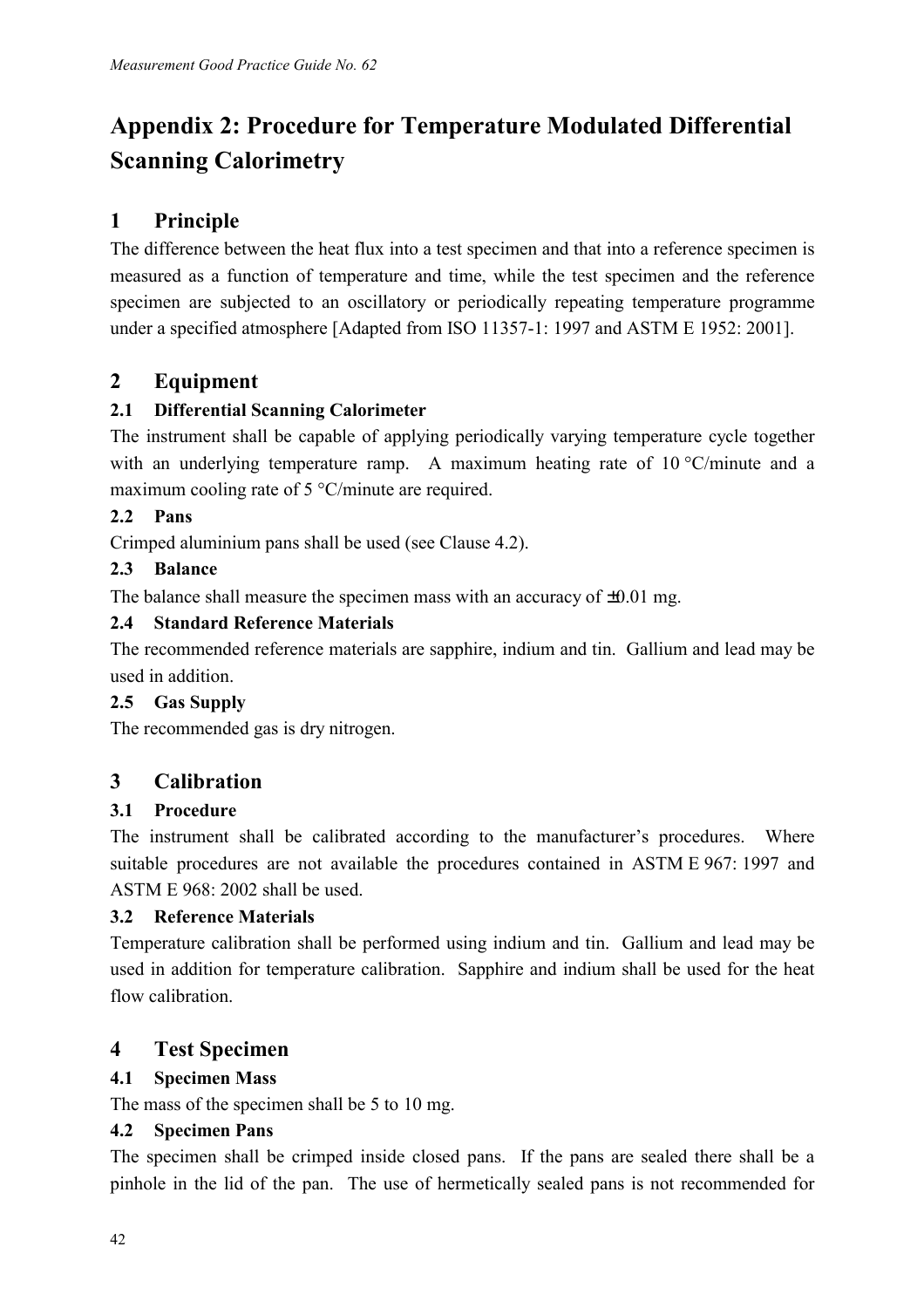# Appendix 2: Procedure for Temperature Modulated Differential Scanning Calorimetry

## 1 Principle

The difference between the heat flux into a test specimen and that into a reference specimen is measured as a function of temperature and time, while the test specimen and the reference specimen are subjected to an oscillatory or periodically repeating temperature programme under a specified atmosphere [Adapted from ISO 11357-1: 1997 and ASTM E 1952: 2001].

## 2 Equipment

### 2.1 Differential Scanning Calorimeter

The instrument shall be capable of applying periodically varying temperature cycle together with an underlying temperature ramp. A maximum heating rate of 10 °C/minute and a maximum cooling rate of 5 °C/minute are required.

### 2.2 Pans

Crimped aluminium pans shall be used (see Clause 4.2).

### 2.3 Balance

The balance shall measure the specimen mass with an accuracy of ±0.01 mg.

### 2.4 Standard Reference Materials

The recommended reference materials are sapphire, indium and tin. Gallium and lead may be used in addition.

### 2.5 Gas Supply

The recommended gas is dry nitrogen.

## 3 Calibration

### 3.1 Procedure

The instrument shall be calibrated according to the manufacturer's procedures. Where suitable procedures are not available the procedures contained in ASTM E 967: 1997 and ASTM E 968: 2002 shall be used.

### 3.2 Reference Materials

Temperature calibration shall be performed using indium and tin. Gallium and lead may be used in addition for temperature calibration. Sapphire and indium shall be used for the heat flow calibration.

## 4 Test Specimen

### 4.1 Specimen Mass

The mass of the specimen shall be 5 to 10 mg.

### 4.2 Specimen Pans

The specimen shall be crimped inside closed pans. If the pans are sealed there shall be a pinhole in the lid of the pan. The use of hermetically sealed pans is not recommended for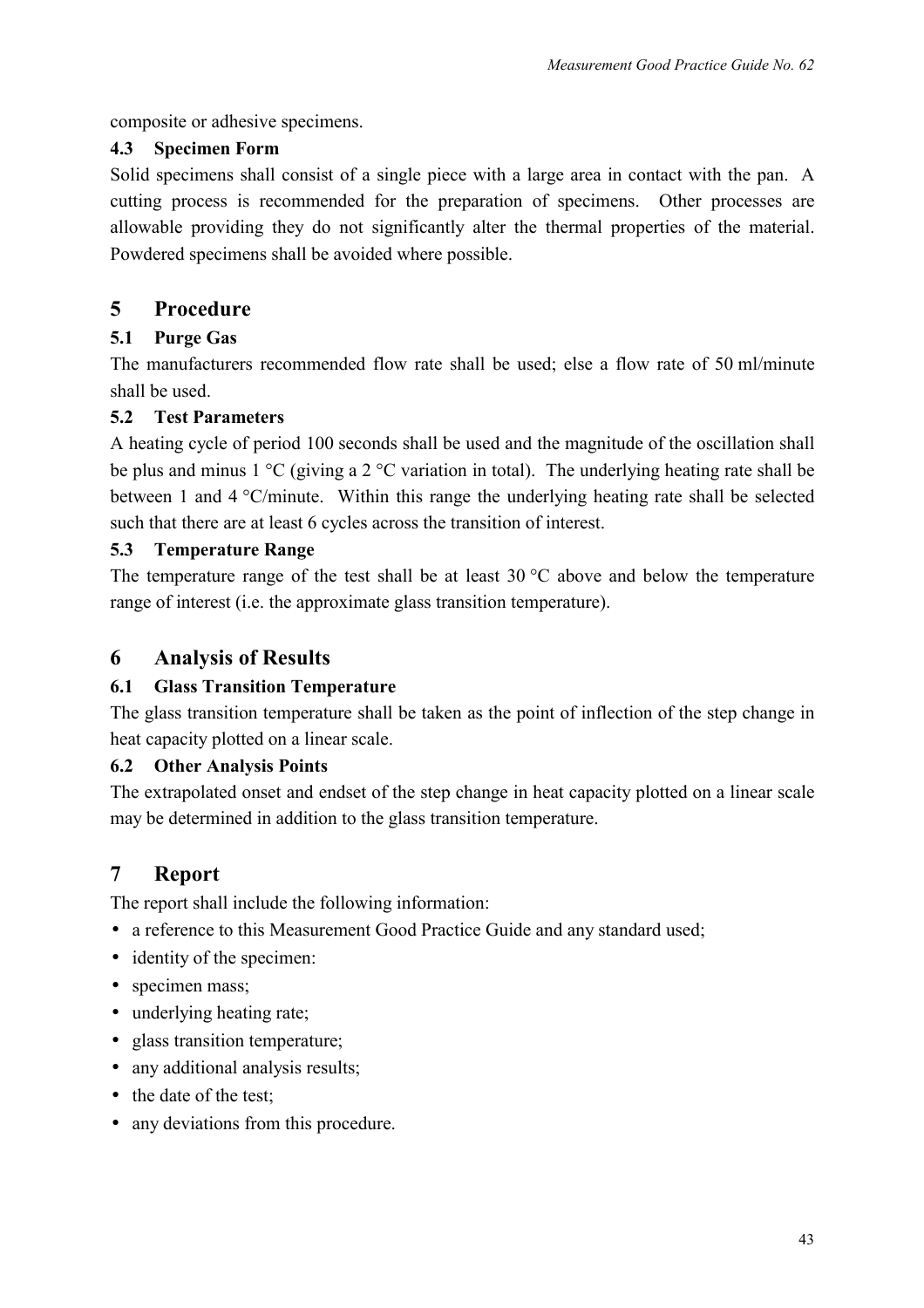composite or adhesive specimens.

### 4.3 Specimen Form

Solid specimens shall consist of a single piece with a large area in contact with the pan. A cutting process is recommended for the preparation of specimens. Other processes are allowable providing they do not significantly alter the thermal properties of the material. Powdered specimens shall be avoided where possible.

## 5 Procedure

### 5.1 Purge Gas

The manufacturers recommended flow rate shall be used; else a flow rate of 50 ml/minute shall be used.

### 5.2 Test Parameters

A heating cycle of period 100 seconds shall be used and the magnitude of the oscillation shall be plus and minus 1 °C (giving a 2 °C variation in total). The underlying heating rate shall be between 1 and 4 °C/minute. Within this range the underlying heating rate shall be selected such that there are at least 6 cycles across the transition of interest.

### 5.3 Temperature Range

The temperature range of the test shall be at least 30 °C above and below the temperature range of interest (i.e. the approximate glass transition temperature).

## 6 Analysis of Results

### 6.1 Glass Transition Temperature

The glass transition temperature shall be taken as the point of inflection of the step change in heat capacity plotted on a linear scale.

### 6.2 Other Analysis Points

The extrapolated onset and endset of the step change in heat capacity plotted on a linear scale may be determined in addition to the glass transition temperature.

## 7 Report

The report shall include the following information:

- a reference to this Measurement Good Practice Guide and any standard used;
- identity of the specimen:
- specimen mass;
- underlying heating rate;
- glass transition temperature;
- any additional analysis results;
- the date of the test;
- any deviations from this procedure.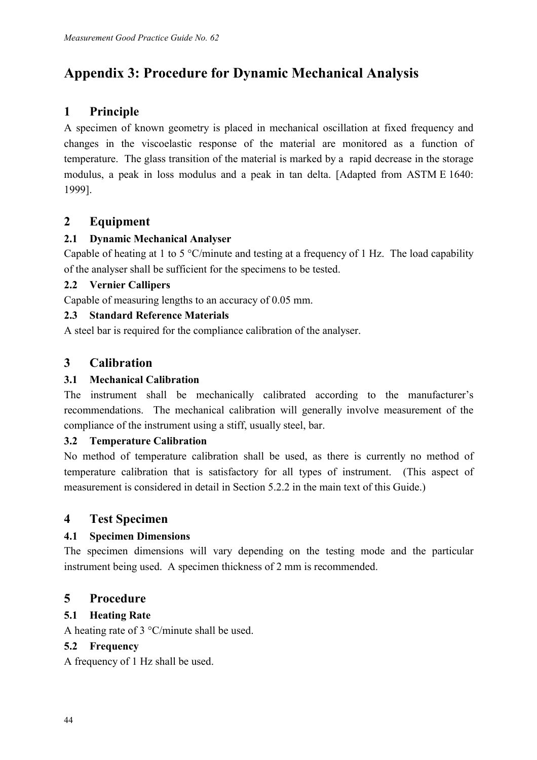# Appendix 3: Procedure for Dynamic Mechanical Analysis

## 1 Principle

A specimen of known geometry is placed in mechanical oscillation at fixed frequency and changes in the viscoelastic response of the material are monitored as a function of temperature. The glass transition of the material is marked by a rapid decrease in the storage modulus, a peak in loss modulus and a peak in tan delta. [Adapted from ASTM E 1640: 1999].

## 2 Equipment

### 2.1 Dynamic Mechanical Analyser

Capable of heating at 1 to 5 °C/minute and testing at a frequency of 1 Hz. The load capability of the analyser shall be sufficient for the specimens to be tested.

### 2.2 Vernier Callipers

Capable of measuring lengths to an accuracy of 0.05 mm.

### 2.3 Standard Reference Materials

A steel bar is required for the compliance calibration of the analyser.

## 3 Calibration

### 3.1 Mechanical Calibration

The instrument shall be mechanically calibrated according to the manufacturer's recommendations. The mechanical calibration will generally involve measurement of the compliance of the instrument using a stiff, usually steel, bar.

### 3.2 Temperature Calibration

No method of temperature calibration shall be used, as there is currently no method of temperature calibration that is satisfactory for all types of instrument. (This aspect of measurement is considered in detail in Section 5.2.2 in the main text of this Guide.)

## 4 Test Specimen

### 4.1 Specimen Dimensions

The specimen dimensions will vary depending on the testing mode and the particular instrument being used. A specimen thickness of 2 mm is recommended.

## 5 Procedure

### 5.1 Heating Rate

A heating rate of 3 °C/minute shall be used.

### 5.2 Frequency

A frequency of 1 Hz shall be used.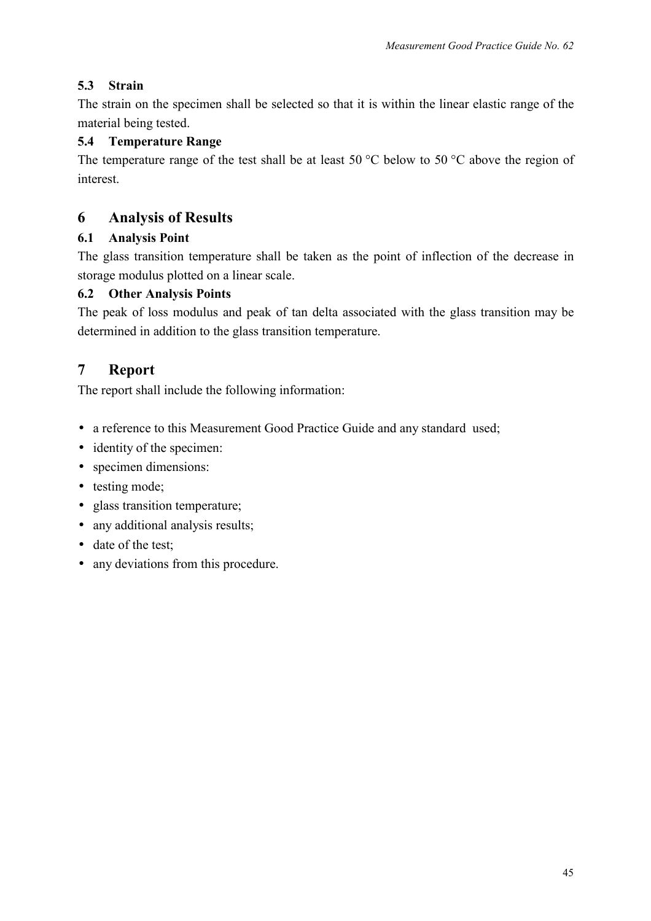### 5.3 Strain

The strain on the specimen shall be selected so that it is within the linear elastic range of the material being tested.

### 5.4 Temperature Range

The temperature range of the test shall be at least 50 °C below to 50 °C above the region of interest.

## 6 Analysis of Results

### 6.1 Analysis Point

The glass transition temperature shall be taken as the point of inflection of the decrease in storage modulus plotted on a linear scale.

### 6.2 Other Analysis Points

The peak of loss modulus and peak of tan delta associated with the glass transition may be determined in addition to the glass transition temperature.

## 7 Report

The report shall include the following information:

- a reference to this Measurement Good Practice Guide and any standard used;
- identity of the specimen:
- specimen dimensions:
- testing mode;
- glass transition temperature;
- any additional analysis results;
- date of the test;
- any deviations from this procedure.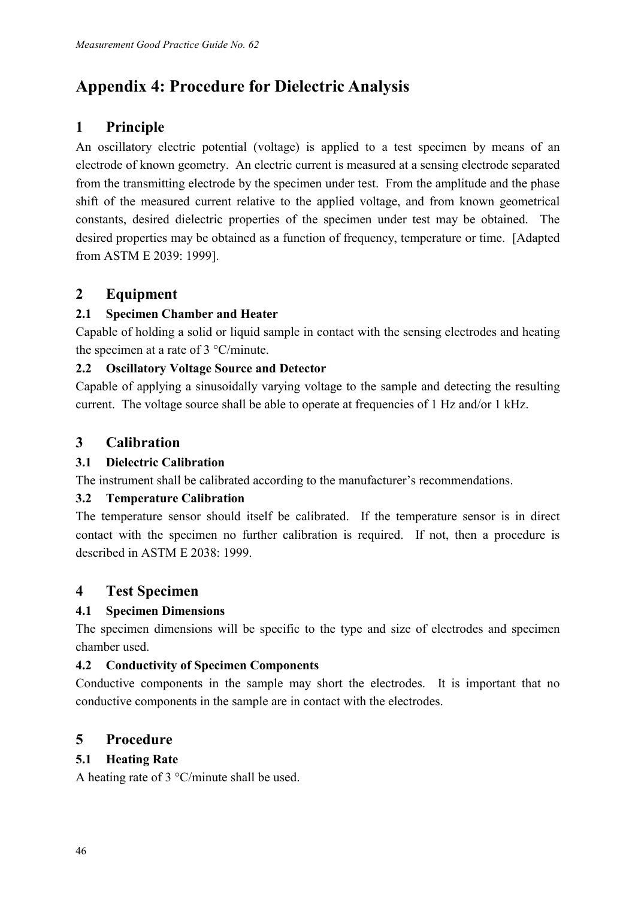# Appendix 4: Procedure for Dielectric Analysis

## 1 Principle

An oscillatory electric potential (voltage) is applied to a test specimen by means of an electrode of known geometry. An electric current is measured at a sensing electrode separated from the transmitting electrode by the specimen under test. From the amplitude and the phase shift of the measured current relative to the applied voltage, and from known geometrical constants, desired dielectric properties of the specimen under test may be obtained. The desired properties may be obtained as a function of frequency, temperature or time. [Adapted from ASTM E 2039: 1999].

## 2 Equipment

### 2.1 Specimen Chamber and Heater

Capable of holding a solid or liquid sample in contact with the sensing electrodes and heating the specimen at a rate of 3 °C/minute.

### 2.2 Oscillatory Voltage Source and Detector

Capable of applying a sinusoidally varying voltage to the sample and detecting the resulting current. The voltage source shall be able to operate at frequencies of 1 Hz and/or 1 kHz.

## 3 Calibration

### 3.1 Dielectric Calibration

The instrument shall be calibrated according to the manufacturer's recommendations.

### 3.2 Temperature Calibration

The temperature sensor should itself be calibrated. If the temperature sensor is in direct contact with the specimen no further calibration is required. If not, then a procedure is described in ASTM E 2038: 1999.

## 4 Test Specimen

### 4.1 Specimen Dimensions

The specimen dimensions will be specific to the type and size of electrodes and specimen chamber used.

### 4.2 Conductivity of Specimen Components

Conductive components in the sample may short the electrodes. It is important that no conductive components in the sample are in contact with the electrodes.

## 5 Procedure

### 5.1 Heating Rate

A heating rate of 3 °C/minute shall be used.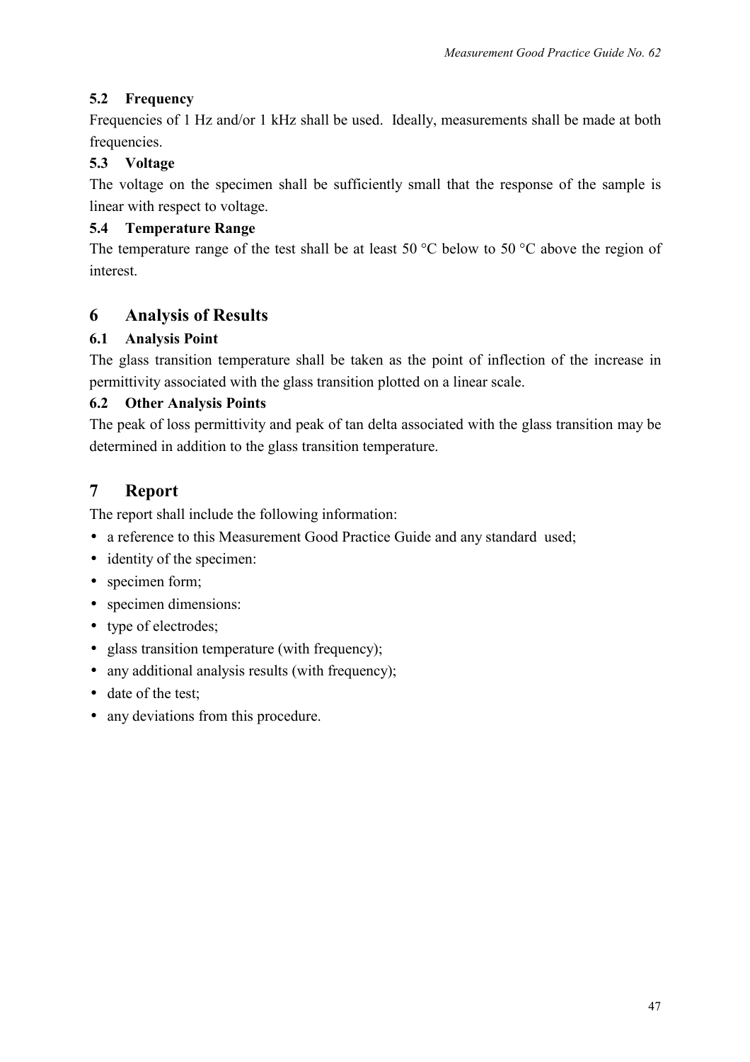### 5.2 Frequency

Frequencies of 1 Hz and/or 1 kHz shall be used. Ideally, measurements shall be made at both frequencies.

### 5.3 Voltage

The voltage on the specimen shall be sufficiently small that the response of the sample is linear with respect to voltage.

### 5.4 Temperature Range

The temperature range of the test shall be at least 50 °C below to 50 °C above the region of interest.

## 6 Analysis of Results

### 6.1 Analysis Point

The glass transition temperature shall be taken as the point of inflection of the increase in permittivity associated with the glass transition plotted on a linear scale.

### 6.2 Other Analysis Points

The peak of loss permittivity and peak of tan delta associated with the glass transition may be determined in addition to the glass transition temperature.

## 7 Report

The report shall include the following information:

- a reference to this Measurement Good Practice Guide and any standard used;
- identity of the specimen:
- specimen form;
- specimen dimensions:
- type of electrodes;
- glass transition temperature (with frequency);
- any additional analysis results (with frequency);
- date of the test;
- any deviations from this procedure.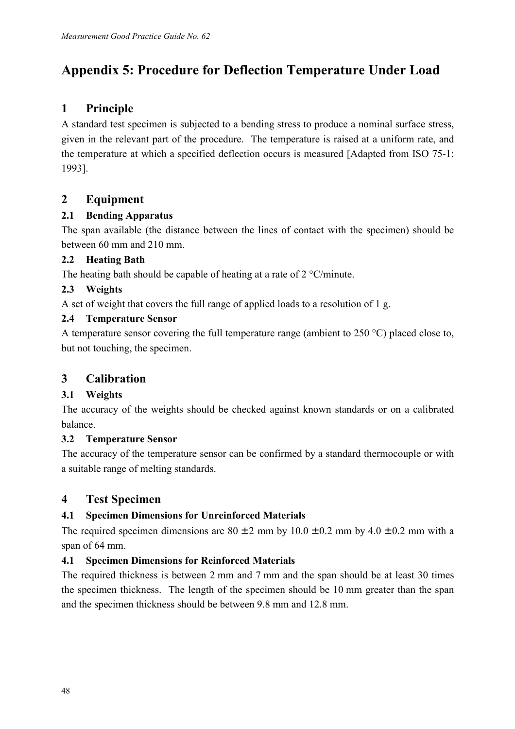# Appendix 5: Procedure for Deflection Temperature Under Load

## 1 Principle

A standard test specimen is subjected to a bending stress to produce a nominal surface stress, given in the relevant part of the procedure. The temperature is raised at a uniform rate, and the temperature at which a specified deflection occurs is measured [Adapted from ISO 75-1: 1993].

## 2 Equipment

### 2.1 Bending Apparatus

The span available (the distance between the lines of contact with the specimen) should be between 60 mm and 210 mm.

### 2.2 Heating Bath

The heating bath should be capable of heating at a rate of 2 °C/minute.

### 2.3 Weights

A set of weight that covers the full range of applied loads to a resolution of 1 g.

### 2.4 Temperature Sensor

A temperature sensor covering the full temperature range (ambient to 250 °C) placed close to, but not touching, the specimen.

## 3 Calibration

### 3.1 Weights

The accuracy of the weights should be checked against known standards or on a calibrated balance.

### 3.2 Temperature Sensor

The accuracy of the temperature sensor can be confirmed by a standard thermocouple or with a suitable range of melting standards.

## 4 Test Specimen

### 4.1 Specimen Dimensions for Unreinforced Materials

The required specimen dimensions are 80 $\pm$2 mm by 10.0 $\pm$0.2 mm by 4.0 $\pm$0.2 mm with a span of 64 mm.

### 4.1 Specimen Dimensions for Reinforced Materials

The required thickness is between 2 mm and 7 mm and the span should be at least 30 times the specimen thickness. The length of the specimen should be 10 mm greater than the span and the specimen thickness should be between 9.8 mm and 12.8 mm.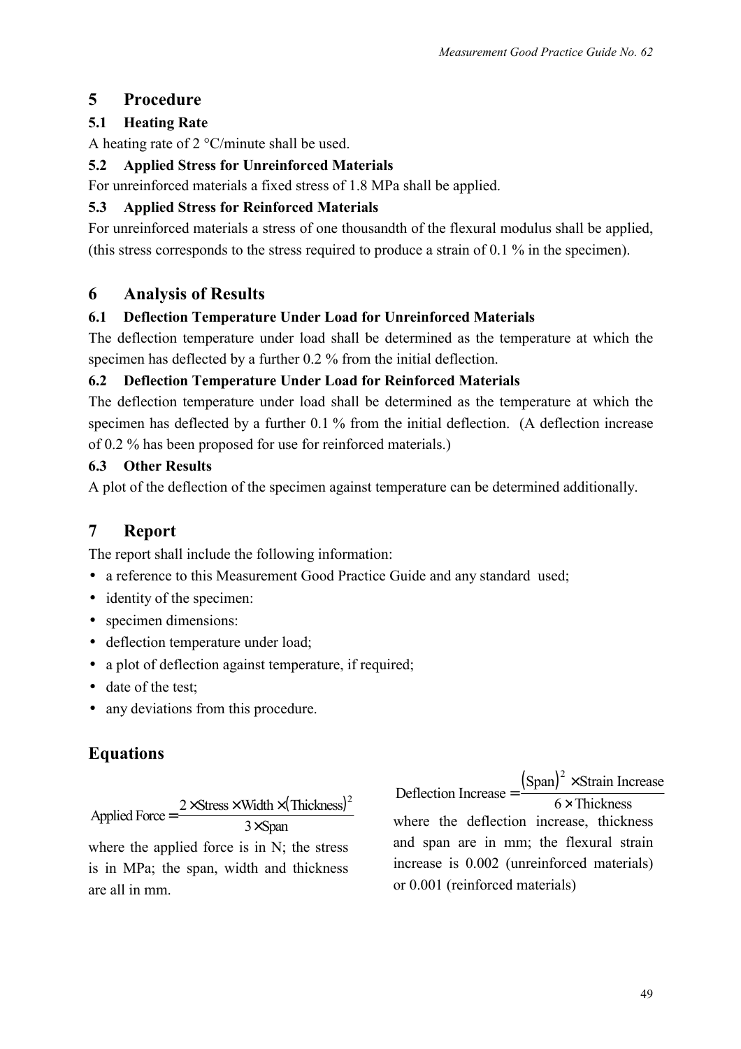# 5 Procedure

## 5.1 Heating Rate

A heating rate of 2 °C/minute shall be used.

## 5.2 Applied Stress for Unreinforced Materials

For unreinforced materials a fixed stress of 1.8 MPa shall be applied.

## 5.3 Applied Stress for Reinforced Materials

For unreinforced materials a stress of one thousandth of the flexural modulus shall be applied, (this stress corresponds to the stress required to produce a strain of 0.1 % in the specimen).

# 6 Analysis of Results

## 6.1 Deflection Temperature Under Load for Unreinforced Materials

The deflection temperature under load shall be determined as the temperature at which the specimen has deflected by a further 0.2 % from the initial deflection.

## 6.2 Deflection Temperature Under Load for Reinforced Materials

The deflection temperature under load shall be determined as the temperature at which the specimen has deflected by a further 0.1 % from the initial deflection. (A deflection increase of 0.2 % has been proposed for use for reinforced materials.)

## 6.3 Other Results

A plot of the deflection of the specimen against temperature can be determined additionally.

# 7 Report

The report shall include the following information:

- a reference to this Measurement Good Practice Guide and any standard used;
- identity of the specimen:
- specimen dimensions:
- deflection temperature under load;
- a plot of deflection against temperature, if required;
- date of the test;
- any deviations from this procedure.

# Equations

$$\text{Applied Force} = \frac{2 \times \text{Stress} \times \text{Width} \times (\text{Thickness})^2}{3 \times \text{Span}}$$

where the applied force is in N; the stress is in MPa; the span, width and thickness are all in mm.

$$\text{Deflection Increase} = \frac{(\text{Span})^2 \times \text{Strain Increase}}{6 \times \text{Thickness}}$$

where the deflection increase, thickness and span are in mm; the flexural strain increase is 0.002 (unreinforced materials) or 0.001 (reinforced materials)